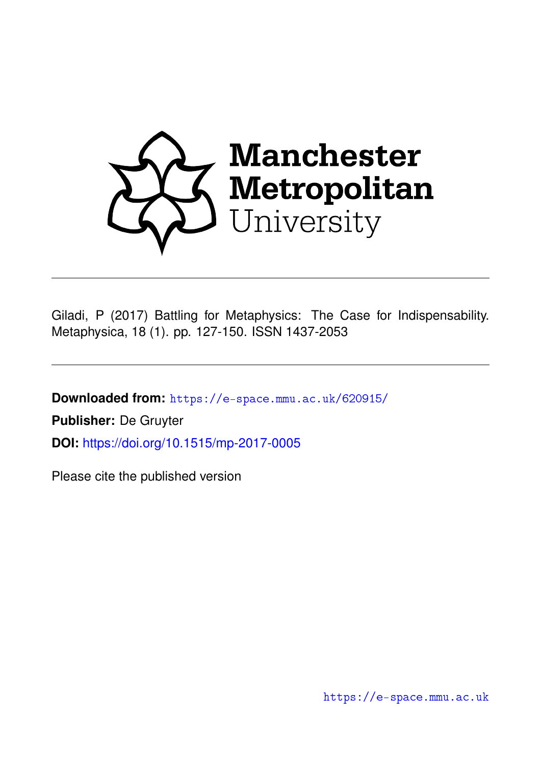Manchester Metropolitan University

---

Giladi, P (2017) Battling for Metaphysics: The Case for Indispensability. Metaphysica, 18 (1). pp. 127-150. ISSN 1437-2053

---

**Downloaded from:** https://e-space.mmu.ac.uk/620915/

**Publisher:** De Gruyter

**DOI:** https://doi.org/10.1515/mp-2017-0005

Please cite the published version

https://e-space.mmu.ac.uk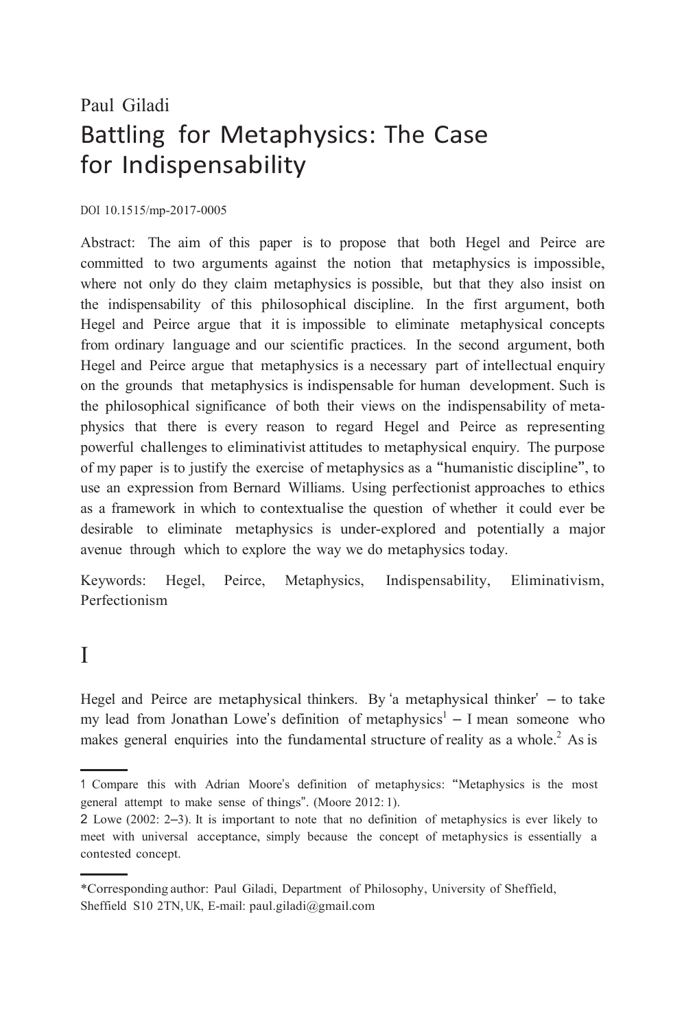Paul Giladi

# Battling for Metaphysics: The Case for Indispensability

DOI 10.1515/mp-2017-0005

Abstract: The aim of this paper is to propose that both Hegel and Peirce are committed to two arguments against the notion that metaphysics is impossible, where not only do they claim metaphysics is possible, but that they also insist on the indispensability of this philosophical discipline. In the first argument, both Hegel and Peirce argue that it is impossible to eliminate metaphysical concepts from ordinary language and our scientific practices. In the second argument, both Hegel and Peirce argue that metaphysics is a necessary part of intellectual enquiry on the grounds that metaphysics is indispensable for human development. Such is the philosophical significance of both their views on the indispensability of metaphysics that there is every reason to regard Hegel and Peirce as representing powerful challenges to eliminativist attitudes to metaphysical enquiry. The purpose of my paper is to justify the exercise of metaphysics as a "humanistic discipline", to use an expression from Bernard Williams. Using perfectionist approaches to ethics as a framework in which to contextualise the question of whether it could ever be desirable to eliminate metaphysics is under-explored and potentially a major avenue through which to explore the way we do metaphysics today.

Keywords: Hegel, Peirce, Metaphysics, Indispensability, Eliminativism, Perfectionism

## I

Hegel and Peirce are metaphysical thinkers. By 'a metaphysical thinker' – to take my lead from Jonathan Lowe's definition of metaphysics[1] – I mean someone who makes general enquiries into the fundamental structure of reality as a whole.[2] As is

---

1 Compare this with Adrian Moore's definition of metaphysics: "Metaphysics is the most general attempt to make sense of things". (Moore 2012: 1).

2 Lowe (2002: 2–3). It is important to note that no definition of metaphysics is ever likely to meet with universal acceptance, simply because the concept of metaphysics is essentially a contested concept.

---

*Corresponding author: Paul Giladi, Department of Philosophy, University of Sheffield, Sheffield S10 2TN, UK, E-mail: paul.giladi@gmail.com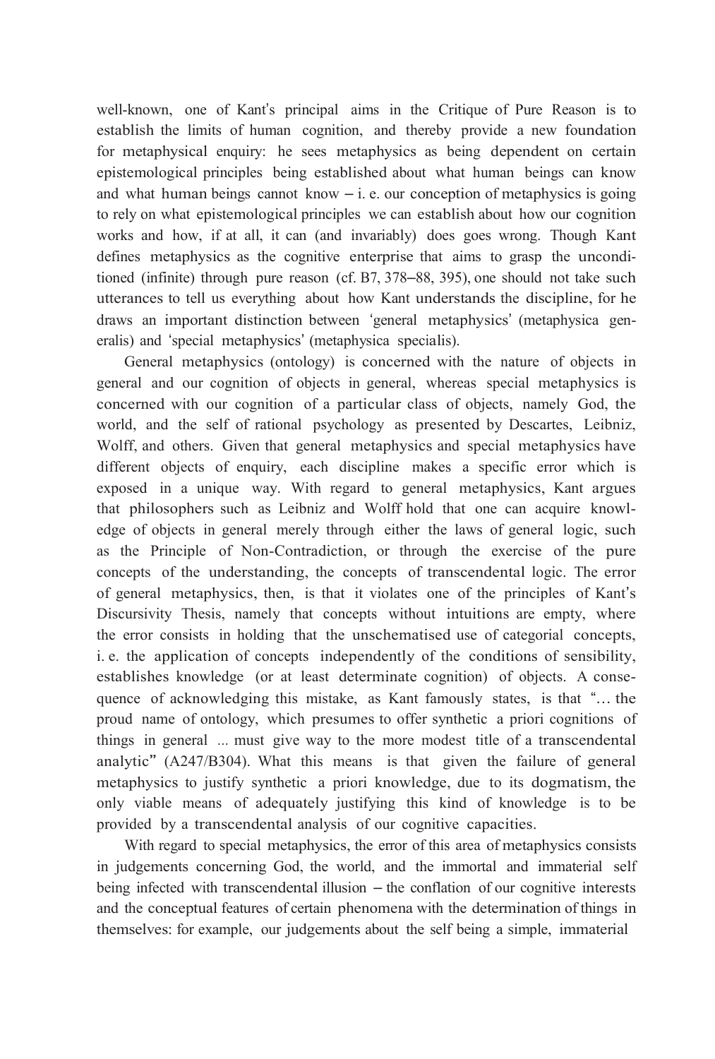well-known, one of Kant's principal aims in the Critique of Pure Reason is to establish the limits of human cognition, and thereby provide a new foundation for metaphysical enquiry: he sees metaphysics as being dependent on certain epistemological principles being established about what human beings can know and what human beings cannot know – i. e. our conception of metaphysics is going to rely on what epistemological principles we can establish about how our cognition works and how, if at all, it can (and invariably) does goes wrong. Though Kant defines metaphysics as the cognitive enterprise that aims to grasp the unconditioned (infinite) through pure reason (cf. B7, 378–88, 395), one should not take such utterances to tell us everything about how Kant understands the discipline, for he draws an important distinction between 'general metaphysics' (metaphysica generalis) and 'special metaphysics' (metaphysica specialis).

General metaphysics (ontology) is concerned with the nature of objects in general and our cognition of objects in general, whereas special metaphysics is concerned with our cognition of a particular class of objects, namely God, the world, and the self of rational psychology as presented by Descartes, Leibniz, Wolff, and others. Given that general metaphysics and special metaphysics have different objects of enquiry, each discipline makes a specific error which is exposed in a unique way. With regard to general metaphysics, Kant argues that philosophers such as Leibniz and Wolff hold that one can acquire knowledge of objects in general merely through either the laws of general logic, such as the Principle of Non-Contradiction, or through the exercise of the pure concepts of the understanding, the concepts of transcendental logic. The error of general metaphysics, then, is that it violates one of the principles of Kant's Discursivity Thesis, namely that concepts without intuitions are empty, where the error consists in holding that the unschematised use of categorial concepts, i. e. the application of concepts independently of the conditions of sensibility, establishes knowledge (or at least determinate cognition) of objects. A consequence of acknowledging this mistake, as Kant famously states, is that "… the proud name of ontology, which presumes to offer synthetic a priori cognitions of things in general ... must give way to the more modest title of a transcendental analytic" (A247/B304). What this means is that given the failure of general metaphysics to justify synthetic a priori knowledge, due to its dogmatism, the only viable means of adequately justifying this kind of knowledge is to be provided by a transcendental analysis of our cognitive capacities.

With regard to special metaphysics, the error of this area of metaphysics consists in judgements concerning God, the world, and the immortal and immaterial self being infected with transcendental illusion – the conflation of our cognitive interests and the conceptual features of certain phenomena with the determination of things in themselves: for example, our judgements about the self being a simple, immaterial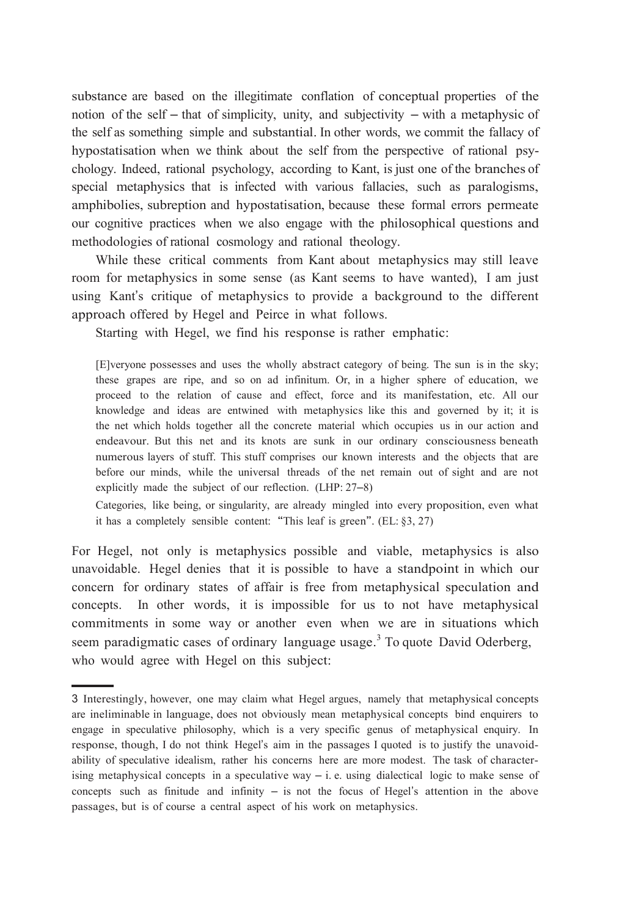substance are based on the illegitimate conflation of conceptual properties of the notion of the self – that of simplicity, unity, and subjectivity – with a metaphysic of the self as something simple and substantial. In other words, we commit the fallacy of hypostatisation when we think about the self from the perspective of rational psychology. Indeed, rational psychology, according to Kant, is just one of the branches of special metaphysics that is infected with various fallacies, such as paralogisms, amphibolies, subreption and hypostatisation, because these formal errors permeate our cognitive practices when we also engage with the philosophical questions and methodologies of rational cosmology and rational theology.

While these critical comments from Kant about metaphysics may still leave room for metaphysics in some sense (as Kant seems to have wanted), I am just using Kant's critique of metaphysics to provide a background to the different approach offered by Hegel and Peirce in what follows.

Starting with Hegel, we find his response is rather emphatic:

> [E]veryone possesses and uses the wholly abstract category of being. The sun is in the sky; these grapes are ripe, and so on ad infinitum. Or, in a higher sphere of education, we proceed to the relation of cause and effect, force and its manifestation, etc. All our knowledge and ideas are entwined with metaphysics like this and governed by it; it is the net which holds together all the concrete material which occupies us in our action and endeavour. But this net and its knots are sunk in our ordinary consciousness beneath numerous layers of stuff. This stuff comprises our known interests and the objects that are before our minds, while the universal threads of the net remain out of sight and are not explicitly made the subject of our reflection. (LHP: 27–8)
>
> Categories, like being, or singularity, are already mingled into every proposition, even what it has a completely sensible content: "This leaf is green". (EL: §3, 27)

For Hegel, not only is metaphysics possible and viable, metaphysics is also unavoidable. Hegel denies that it is possible to have a standpoint in which our concern for ordinary states of affair is free from metaphysical speculation and concepts. In other words, it is impossible for us to not have metaphysical commitments in some way or another even when we are in situations which seem paradigmatic cases of ordinary language usage.[3] To quote David Oderberg, who would agree with Hegel on this subject:

---

3 Interestingly, however, one may claim what Hegel argues, namely that metaphysical concepts are ineliminable in language, does not obviously mean metaphysical concepts bind enquirers to engage in speculative philosophy, which is a very specific genus of metaphysical enquiry. In response, though, I do not think Hegel's aim in the passages I quoted is to justify the unavoidability of speculative idealism, rather his concerns here are more modest. The task of characterising metaphysical concepts in a speculative way – i. e. using dialectical logic to make sense of concepts such as finitude and infinity – is not the focus of Hegel's attention in the above passages, but is of course a central aspect of his work on metaphysics.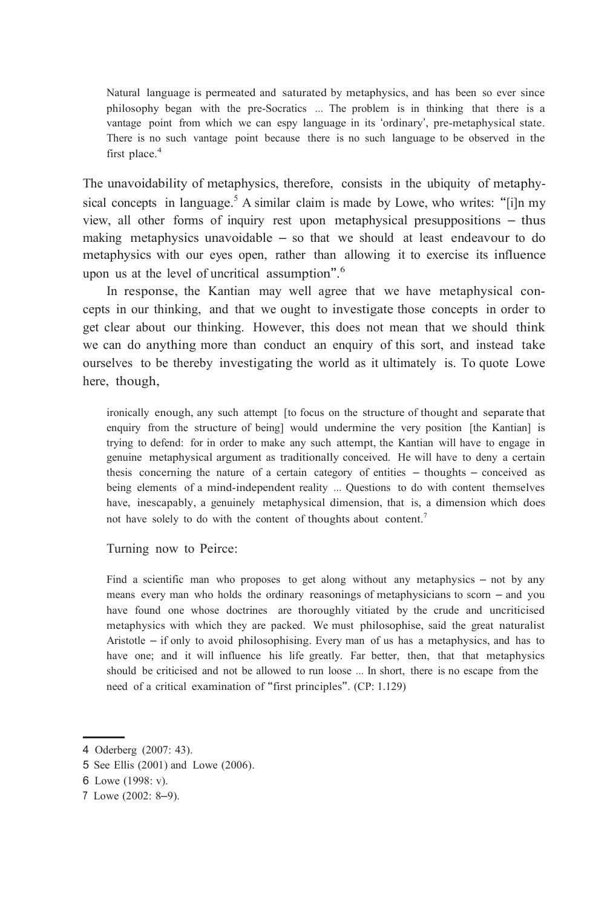> Natural language is permeated and saturated by metaphysics, and has been so ever since philosophy began with the pre-Socratics ... The problem is in thinking that there is a vantage point from which we can espy language in its 'ordinary', pre-metaphysical state. There is no such vantage point because there is no such language to be observed in the first place.[4]

The unavoidability of metaphysics, therefore, consists in the ubiquity of metaphysical concepts in language.[5] A similar claim is made by Lowe, who writes: "[i]n my view, all other forms of inquiry rest upon metaphysical presuppositions – thus making metaphysics unavoidable – so that we should at least endeavour to do metaphysics with our eyes open, rather than allowing it to exercise its influence upon us at the level of uncritical assumption".[6]

In response, the Kantian may well agree that we have metaphysical concepts in our thinking, and that we ought to investigate those concepts in order to get clear about our thinking. However, this does not mean that we should think we can do anything more than conduct an enquiry of this sort, and instead take ourselves to be thereby investigating the world as it ultimately is. To quote Lowe here, though,

> ironically enough, any such attempt [to focus on the structure of thought and separate that enquiry from the structure of being] would undermine the very position [the Kantian] is trying to defend: for in order to make any such attempt, the Kantian will have to engage in genuine metaphysical argument as traditionally conceived. He will have to deny a certain thesis concerning the nature of a certain category of entities – thoughts – conceived as being elements of a mind-independent reality ... Questions to do with content themselves have, inescapably, a genuinely metaphysical dimension, that is, a dimension which does not have solely to do with the content of thoughts about content.[7]

Turning now to Peirce:

> Find a scientific man who proposes to get along without any metaphysics – not by any means every man who holds the ordinary reasonings of metaphysicians to scorn – and you have found one whose doctrines are thoroughly vitiated by the crude and uncriticised metaphysics with which they are packed. We must philosophise, said the great naturalist Aristotle – if only to avoid philosophising. Every man of us has a metaphysics, and has to have one; and it will influence his life greatly. Far better, then, that that metaphysics should be criticised and not be allowed to run loose ... In short, there is no escape from the need of a critical examination of "first principles". (CP: 1.129)

---

4 Oderberg (2007: 43).

5 See Ellis (2001) and Lowe (2006).

6 Lowe (1998: v).

7 Lowe (2002: 8–9).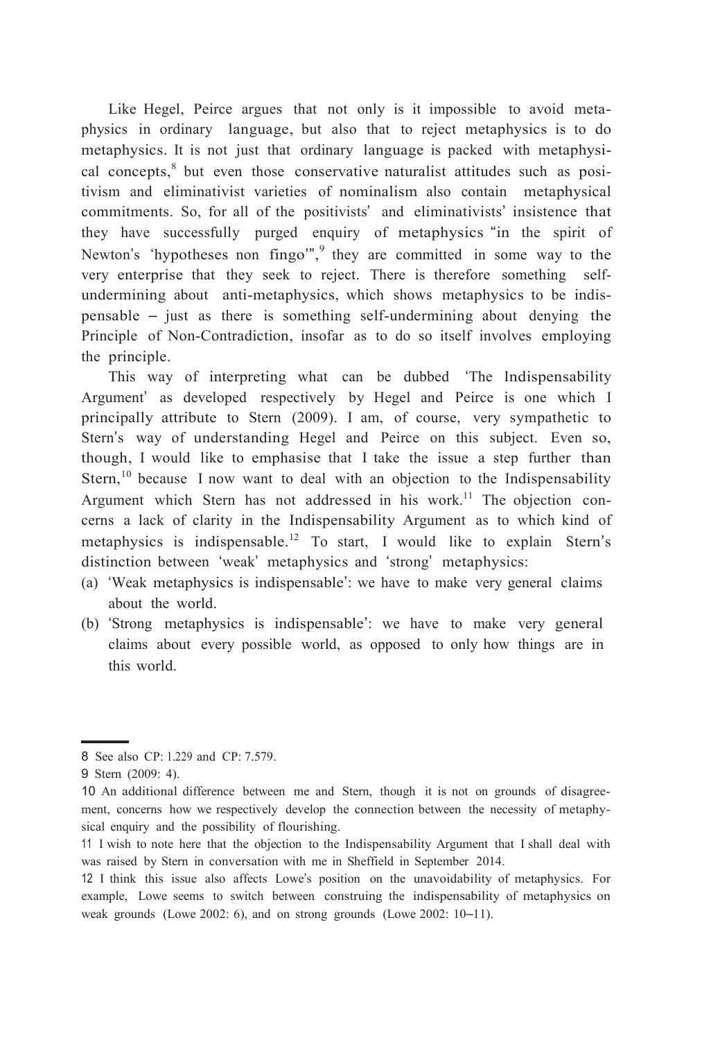Like Hegel, Peirce argues that not only is it impossible to avoid metaphysics in ordinary language, but also that to reject metaphysics is to do metaphysics. It is not just that ordinary language is packed with metaphysical concepts,[8] but even those conservative naturalist attitudes such as positivism and eliminativist varieties of nominalism also contain metaphysical commitments. So, for all of the positivists' and eliminativists' insistence that they have successfully purged enquiry of metaphysics "in the spirit of Newton's 'hypotheses non fingo'",[9] they are committed in some way to the very enterprise that they seek to reject. There is therefore something self-undermining about anti-metaphysics, which shows metaphysics to be indispensable – just as there is something self-undermining about denying the Principle of Non-Contradiction, insofar as to do so itself involves employing the principle.

This way of interpreting what can be dubbed 'The Indispensability Argument' as developed respectively by Hegel and Peirce is one which I principally attribute to Stern (2009). I am, of course, very sympathetic to Stern's way of understanding Hegel and Peirce on this subject. Even so, though, I would like to emphasise that I take the issue a step further than Stern,[10] because I now want to deal with an objection to the Indispensability Argument which Stern has not addressed in his work.[11] The objection concerns a lack of clarity in the Indispensability Argument as to which kind of metaphysics is indispensable.[12] To start, I would like to explain Stern's distinction between 'weak' metaphysics and 'strong' metaphysics:

(a) 'Weak metaphysics is indispensable': we have to make very general claims about the world.
(b) 'Strong metaphysics is indispensable': we have to make very general claims about every possible world, as opposed to only how things are in this world.

---

8 See also CP: 1.229 and CP: 7.579.

9 Stern (2009: 4).

10 An additional difference between me and Stern, though it is not on grounds of disagreement, concerns how we respectively develop the connection between the necessity of metaphysical enquiry and the possibility of flourishing.

11 I wish to note here that the objection to the Indispensability Argument that I shall deal with was raised by Stern in conversation with me in Sheffield in September 2014.

12 I think this issue also affects Lowe's position on the unavoidability of metaphysics. For example, Lowe seems to switch between construing the indispensability of metaphysics on weak grounds (Lowe 2002: 6), and on strong grounds (Lowe 2002: 10–11).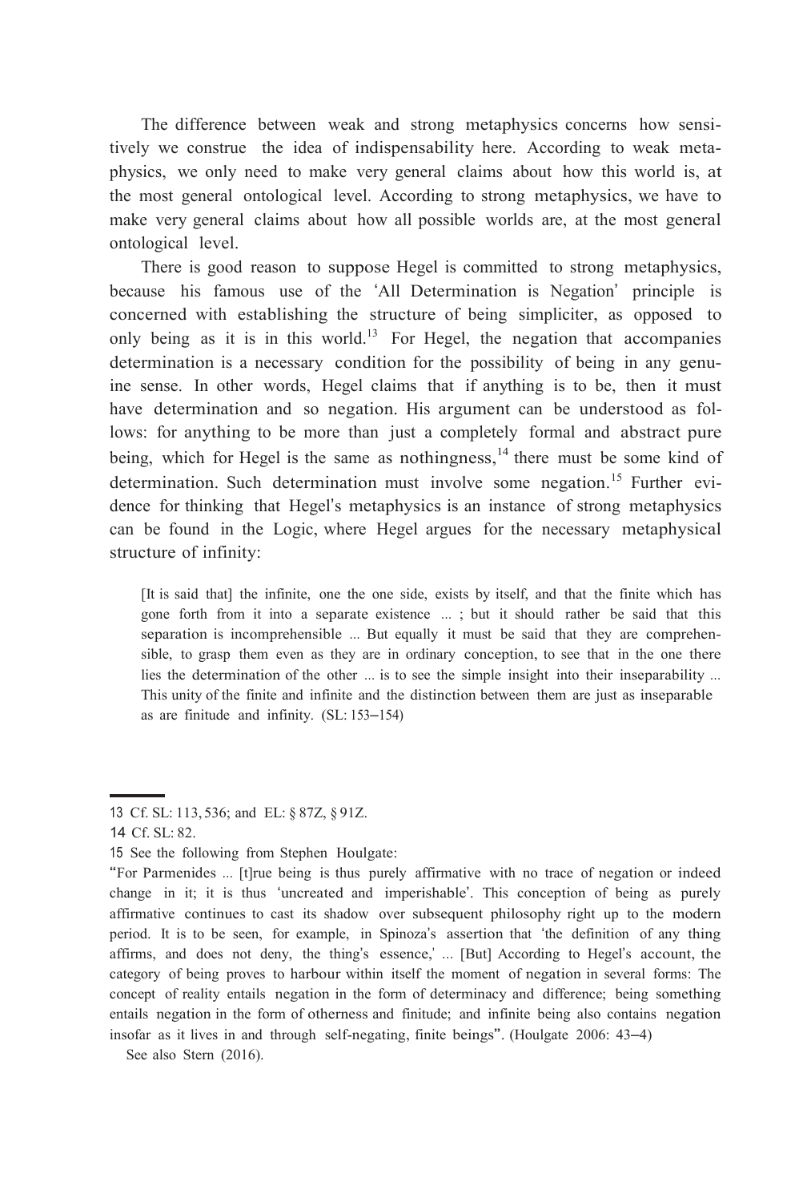The difference between weak and strong metaphysics concerns how sensitively we construe the idea of indispensability here. According to weak metaphysics, we only need to make very general claims about how this world is, at the most general ontological level. According to strong metaphysics, we have to make very general claims about how all possible worlds are, at the most general ontological level.

There is good reason to suppose Hegel is committed to strong metaphysics, because his famous use of the 'All Determination is Negation' principle is concerned with establishing the structure of being simpliciter, as opposed to only being as it is in this world.[13] For Hegel, the negation that accompanies determination is a necessary condition for the possibility of being in any genuine sense. In other words, Hegel claims that if anything is to be, then it must have determination and so negation. His argument can be understood as follows: for anything to be more than just a completely formal and abstract pure being, which for Hegel is the same as nothingness,[14] there must be some kind of determination. Such determination must involve some negation.[15] Further evidence for thinking that Hegel's metaphysics is an instance of strong metaphysics can be found in the Logic, where Hegel argues for the necessary metaphysical structure of infinity:

> [It is said that] the infinite, one the one side, exists by itself, and that the finite which has gone forth from it into a separate existence ... ; but it should rather be said that this separation is incomprehensible ... But equally it must be said that they are comprehensible, to grasp them even as they are in ordinary conception, to see that in the one there lies the determination of the other ... is to see the simple insight into their inseparability ... This unity of the finite and infinite and the distinction between them are just as inseparable as are finitude and infinity. (SL: 153–154)

---

13 Cf. SL: 113, 536; and EL: § 87Z, § 91Z.

14 Cf. SL: 82.

15 See the following from Stephen Houlgate:

"For Parmenides ... [t]rue being is thus purely affirmative with no trace of negation or indeed change in it; it is thus 'uncreated and imperishable'. This conception of being as purely affirmative continues to cast its shadow over subsequent philosophy right up to the modern period. It is to be seen, for example, in Spinoza's assertion that 'the definition of any thing affirms, and does not deny, the thing's essence,' ... [But] According to Hegel's account, the category of being proves to harbour within itself the moment of negation in several forms: The concept of reality entails negation in the form of determinacy and difference; being something entails negation in the form of otherness and finitude; and infinite being also contains negation insofar as it lives in and through self-negating, finite beings". (Houlgate 2006: 43–4)

See also Stern (2016).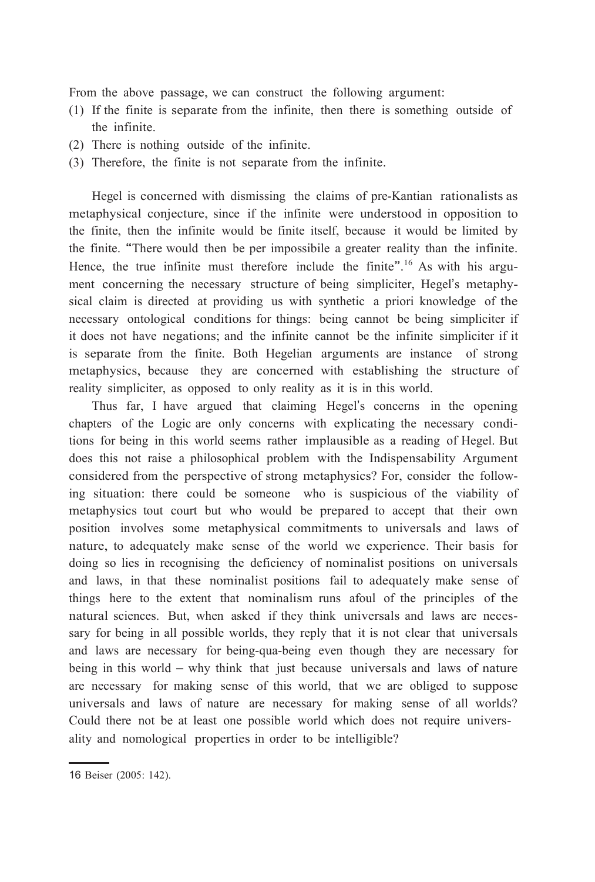From the above passage, we can construct the following argument:

(1) If the finite is separate from the infinite, then there is something outside of the infinite.
(2) There is nothing outside of the infinite.
(3) Therefore, the finite is not separate from the infinite.

Hegel is concerned with dismissing the claims of pre-Kantian rationalists as metaphysical conjecture, since if the infinite were understood in opposition to the finite, then the infinite would be finite itself, because it would be limited by the finite. "There would then be per impossibile a greater reality than the infinite. Hence, the true infinite must therefore include the finite".[16] As with his argument concerning the necessary structure of being simpliciter, Hegel's metaphysical claim is directed at providing us with synthetic a priori knowledge of the necessary ontological conditions for things: being cannot be being simpliciter if it does not have negations; and the infinite cannot be the infinite simpliciter if it is separate from the finite. Both Hegelian arguments are instance of strong metaphysics, because they are concerned with establishing the structure of reality simpliciter, as opposed to only reality as it is in this world.

Thus far, I have argued that claiming Hegel's concerns in the opening chapters of the Logic are only concerns with explicating the necessary conditions for being in this world seems rather implausible as a reading of Hegel. But does this not raise a philosophical problem with the Indispensability Argument considered from the perspective of strong metaphysics? For, consider the following situation: there could be someone who is suspicious of the viability of metaphysics tout court but who would be prepared to accept that their own position involves some metaphysical commitments to universals and laws of nature, to adequately make sense of the world we experience. Their basis for doing so lies in recognising the deficiency of nominalist positions on universals and laws, in that these nominalist positions fail to adequately make sense of things here to the extent that nominalism runs afoul of the principles of the natural sciences. But, when asked if they think universals and laws are necessary for being in all possible worlds, they reply that it is not clear that universals and laws are necessary for being-qua-being even though they are necessary for being in this world – why think that just because universals and laws of nature are necessary for making sense of this world, that we are obliged to suppose universals and laws of nature are necessary for making sense of all worlds? Could there not be at least one possible world which does not require universality and nomological properties in order to be intelligible?

16 Beiser (2005: 142).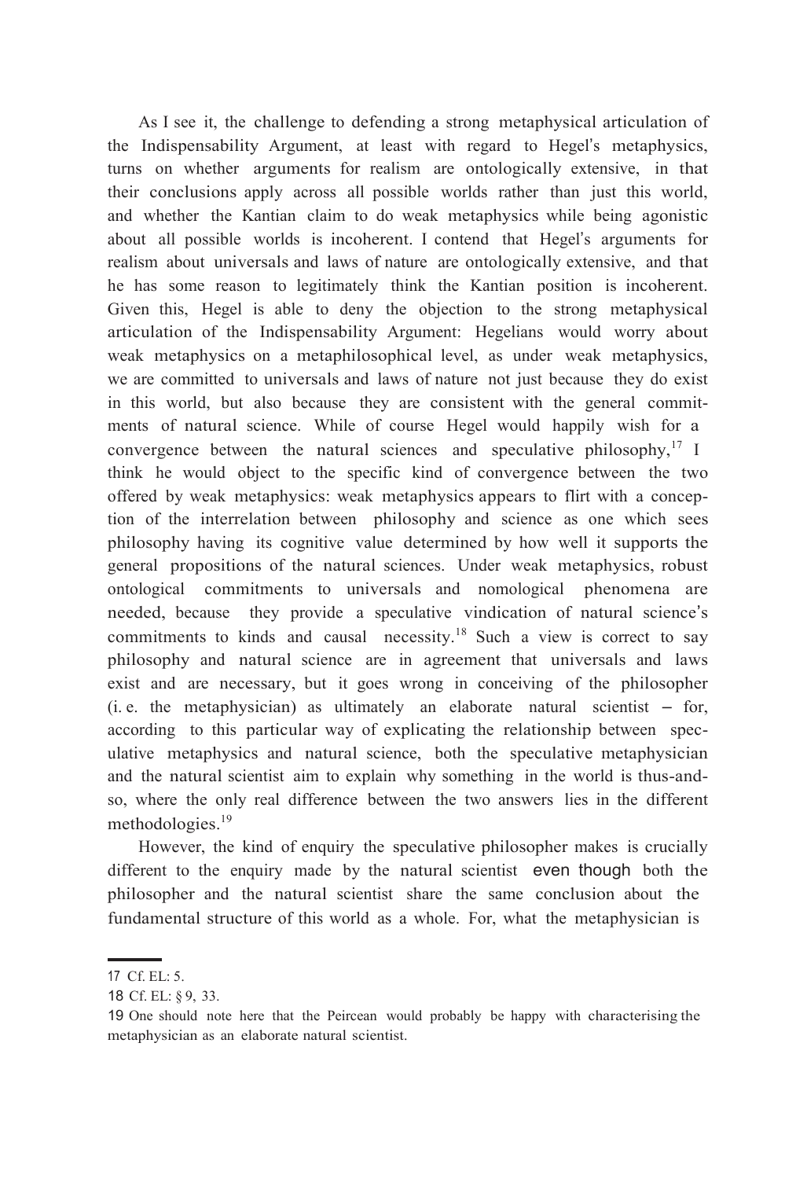As I see it, the challenge to defending a strong metaphysical articulation of the Indispensability Argument, at least with regard to Hegel's metaphysics, turns on whether arguments for realism are ontologically extensive, in that their conclusions apply across all possible worlds rather than just this world, and whether the Kantian claim to do weak metaphysics while being agonistic about all possible worlds is incoherent. I contend that Hegel's arguments for realism about universals and laws of nature are ontologically extensive, and that he has some reason to legitimately think the Kantian position is incoherent. Given this, Hegel is able to deny the objection to the strong metaphysical articulation of the Indispensability Argument: Hegelians would worry about weak metaphysics on a metaphilosophical level, as under weak metaphysics, we are committed to universals and laws of nature not just because they do exist in this world, but also because they are consistent with the general commitments of natural science. While of course Hegel would happily wish for a convergence between the natural sciences and speculative philosophy,[17] I think he would object to the specific kind of convergence between the two offered by weak metaphysics: weak metaphysics appears to flirt with a conception of the interrelation between philosophy and science as one which sees philosophy having its cognitive value determined by how well it supports the general propositions of the natural sciences. Under weak metaphysics, robust ontological commitments to universals and nomological phenomena are needed, because they provide a speculative vindication of natural science's commitments to kinds and causal necessity.[18] Such a view is correct to say philosophy and natural science are in agreement that universals and laws exist and are necessary, but it goes wrong in conceiving of the philosopher (i. e. the metaphysician) as ultimately an elaborate natural scientist – for, according to this particular way of explicating the relationship between speculative metaphysics and natural science, both the speculative metaphysician and the natural scientist aim to explain why something in the world is thus-and-so, where the only real difference between the two answers lies in the different methodologies.[19]

However, the kind of enquiry the speculative philosopher makes is crucially different to the enquiry made by the natural scientist even though both the philosopher and the natural scientist share the same conclusion about the fundamental structure of this world as a whole. For, what the metaphysician is

---

17 Cf. EL: 5.

18 Cf. EL: § 9, 33.

19 One should note here that the Peircean would probably be happy with characterising the metaphysician as an elaborate natural scientist.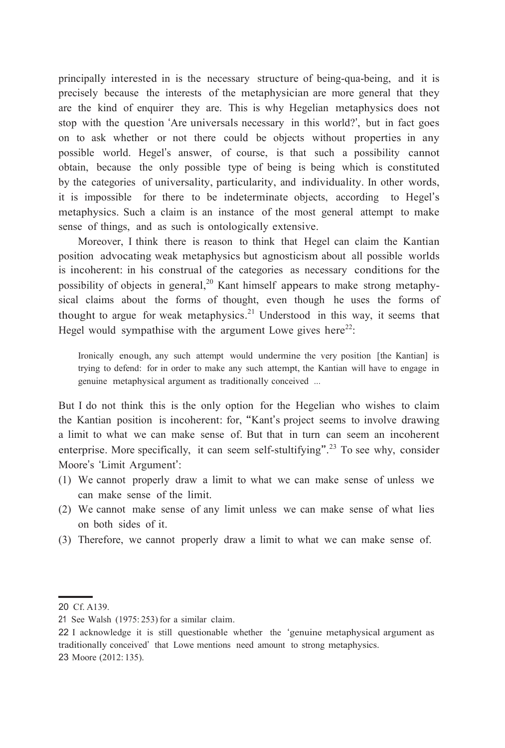principally interested in is the necessary structure of being-qua-being, and it is precisely because the interests of the metaphysician are more general that they are the kind of enquirer they are. This is why Hegelian metaphysics does not stop with the question 'Are universals necessary in this world?', but in fact goes on to ask whether or not there could be objects without properties in any possible world. Hegel's answer, of course, is that such a possibility cannot obtain, because the only possible type of being is being which is constituted by the categories of universality, particularity, and individuality. In other words, it is impossible for there to be indeterminate objects, according to Hegel's metaphysics. Such a claim is an instance of the most general attempt to make sense of things, and as such is ontologically extensive.

Moreover, I think there is reason to think that Hegel can claim the Kantian position advocating weak metaphysics but agnosticism about all possible worlds is incoherent: in his construal of the categories as necessary conditions for the possibility of objects in general,[20] Kant himself appears to make strong metaphysical claims about the forms of thought, even though he uses the forms of thought to argue for weak metaphysics.[21] Understood in this way, it seems that Hegel would sympathise with the argument Lowe gives here[22]:

> Ironically enough, any such attempt would undermine the very position [the Kantian] is trying to defend: for in order to make any such attempt, the Kantian will have to engage in genuine metaphysical argument as traditionally conceived ...

But I do not think this is the only option for the Hegelian who wishes to claim the Kantian position is incoherent: for, "Kant's project seems to involve drawing a limit to what we can make sense of. But that in turn can seem an incoherent enterprise. More specifically, it can seem self-stultifying".[23] To see why, consider Moore's 'Limit Argument':

(1) We cannot properly draw a limit to what we can make sense of unless we can make sense of the limit.
(2) We cannot make sense of any limit unless we can make sense of what lies on both sides of it.
(3) Therefore, we cannot properly draw a limit to what we can make sense of.

---

20 Cf. A139.

21 See Walsh (1975: 253) for a similar claim.

22 I acknowledge it is still questionable whether the 'genuine metaphysical argument as traditionally conceived' that Lowe mentions need amount to strong metaphysics.

23 Moore (2012: 135).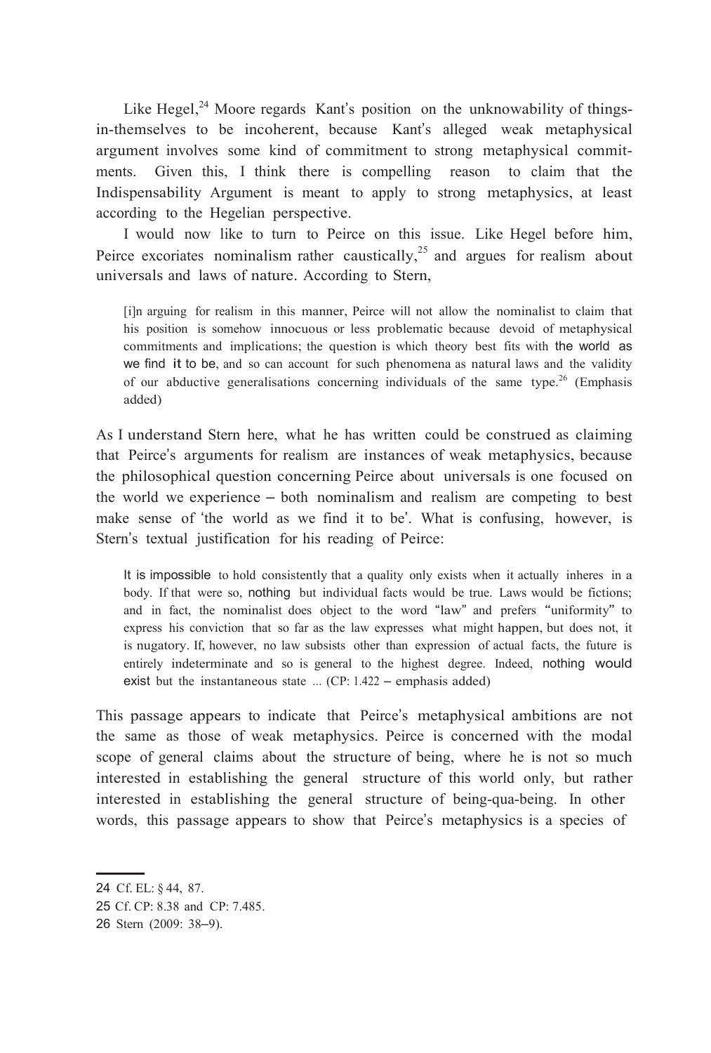Like Hegel,[24] Moore regards Kant's position on the unknowability of things-in-themselves to be incoherent, because Kant's alleged weak metaphysical argument involves some kind of commitment to strong metaphysical commitments. Given this, I think there is compelling reason to claim that the Indispensability Argument is meant to apply to strong metaphysics, at least according to the Hegelian perspective.

I would now like to turn to Peirce on this issue. Like Hegel before him, Peirce excoriates nominalism rather caustically,[25] and argues for realism about universals and laws of nature. According to Stern,

> [i]n arguing for realism in this manner, Peirce will not allow the nominalist to claim that his position is somehow innocuous or less problematic because devoid of metaphysical commitments and implications; the question is which theory best fits with the world as we find it to be, and so can account for such phenomena as natural laws and the validity of our abductive generalisations concerning individuals of the same type.[26] (Emphasis added)

As I understand Stern here, what he has written could be construed as claiming that Peirce's arguments for realism are instances of weak metaphysics, because the philosophical question concerning Peirce about universals is one focused on the world we experience – both nominalism and realism are competing to best make sense of 'the world as we find it to be'. What is confusing, however, is Stern's textual justification for his reading of Peirce:

> It is impossible to hold consistently that a quality only exists when it actually inheres in a body. If that were so, nothing but individual facts would be true. Laws would be fictions; and in fact, the nominalist does object to the word "law" and prefers "uniformity" to express his conviction that so far as the law expresses what might happen, but does not, it is nugatory. If, however, no law subsists other than expression of actual facts, the future is entirely indeterminate and so is general to the highest degree. Indeed, nothing would exist but the instantaneous state ... (CP: 1.422 – emphasis added)

This passage appears to indicate that Peirce's metaphysical ambitions are not the same as those of weak metaphysics. Peirce is concerned with the modal scope of general claims about the structure of being, where he is not so much interested in establishing the general structure of this world only, but rather interested in establishing the general structure of being-qua-being. In other words, this passage appears to show that Peirce's metaphysics is a species of

---

24 Cf. EL: § 44, 87.

25 Cf. CP: 8.38 and CP: 7.485.

26 Stern (2009: 38–9).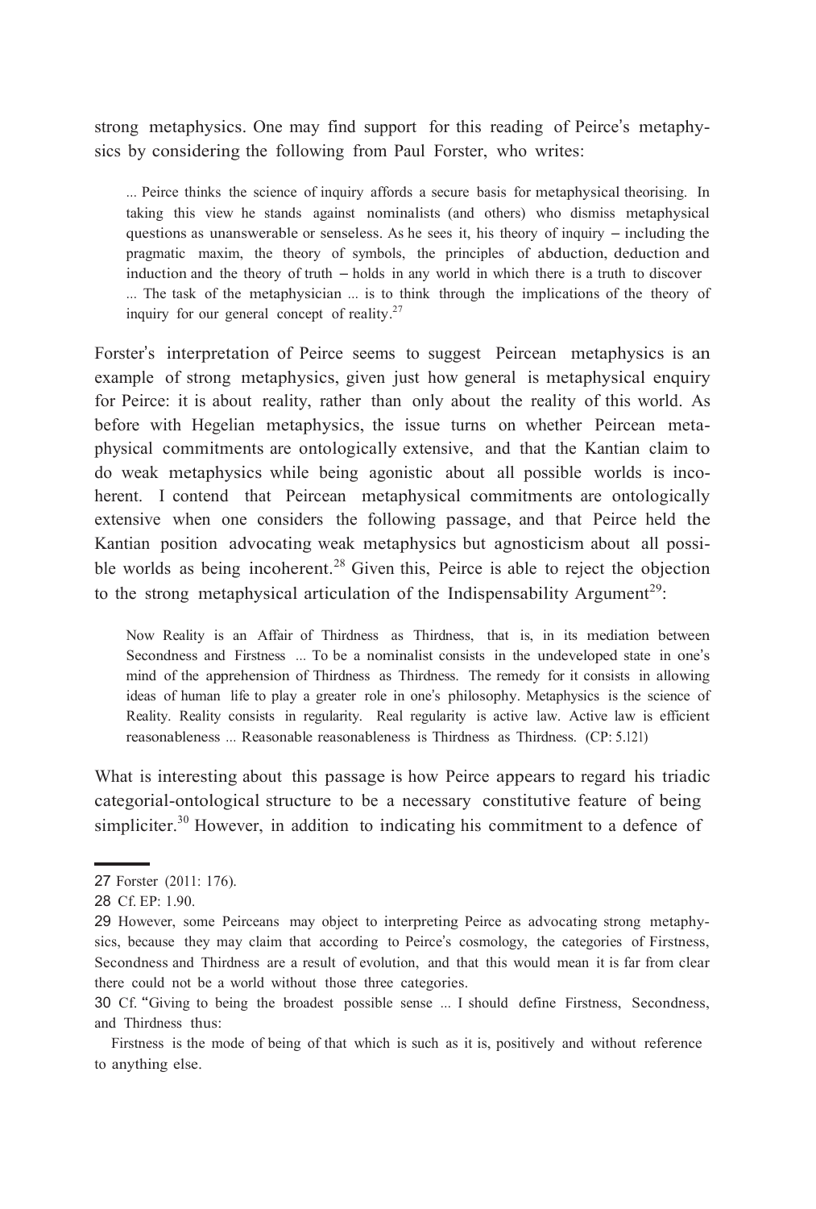strong metaphysics. One may find support for this reading of Peirce's metaphysics by considering the following from Paul Forster, who writes:

> ... Peirce thinks the science of inquiry affords a secure basis for metaphysical theorising. In taking this view he stands against nominalists (and others) who dismiss metaphysical questions as unanswerable or senseless. As he sees it, his theory of inquiry – including the pragmatic maxim, the theory of symbols, the principles of abduction, deduction and induction and the theory of truth – holds in any world in which there is a truth to discover ... The task of the metaphysician ... is to think through the implications of the theory of inquiry for our general concept of reality.[27]

Forster's interpretation of Peirce seems to suggest Peircean metaphysics is an example of strong metaphysics, given just how general is metaphysical enquiry for Peirce: it is about reality, rather than only about the reality of this world. As before with Hegelian metaphysics, the issue turns on whether Peircean metaphysical commitments are ontologically extensive, and that the Kantian claim to do weak metaphysics while being agonistic about all possible worlds is incoherent. I contend that Peircean metaphysical commitments are ontologically extensive when one considers the following passage, and that Peirce held the Kantian position advocating weak metaphysics but agnosticism about all possible worlds as being incoherent.[28] Given this, Peirce is able to reject the objection to the strong metaphysical articulation of the Indispensability Argument[29]:

> Now Reality is an Affair of Thirdness as Thirdness, that is, in its mediation between Secondness and Firstness ... To be a nominalist consists in the undeveloped state in one's mind of the apprehension of Thirdness as Thirdness. The remedy for it consists in allowing ideas of human life to play a greater role in one's philosophy. Metaphysics is the science of Reality. Reality consists in regularity. Real regularity is active law. Active law is efficient reasonableness ... Reasonable reasonableness is Thirdness as Thirdness. (CP: 5.121)

What is interesting about this passage is how Peirce appears to regard his triadic categorial-ontological structure to be a necessary constitutive feature of being simpliciter.[30] However, in addition to indicating his commitment to a defence of

---

27 Forster (2011: 176).

28 Cf. EP: 1.90.

29 However, some Peirceans may object to interpreting Peirce as advocating strong metaphysics, because they may claim that according to Peirce's cosmology, the categories of Firstness, Secondness and Thirdness are a result of evolution, and that this would mean it is far from clear there could not be a world without those three categories.

30 Cf. "Giving to being the broadest possible sense ... I should define Firstness, Secondness, and Thirdness thus:

Firstness is the mode of being of that which is such as it is, positively and without reference to anything else.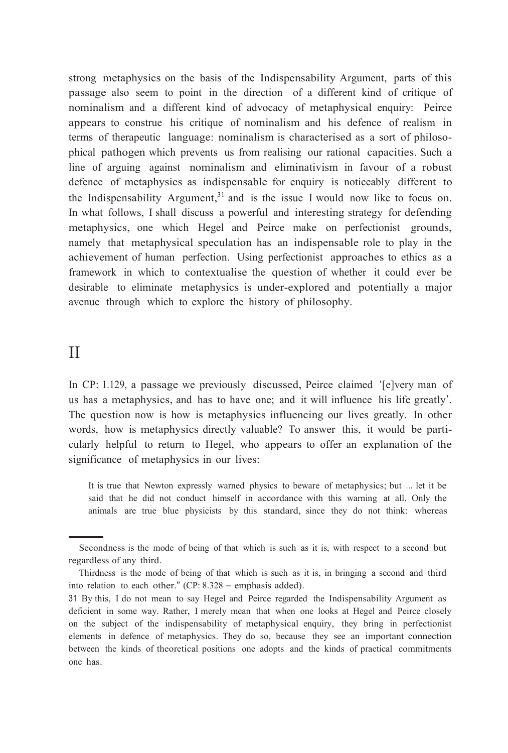strong metaphysics on the basis of the Indispensability Argument, parts of this passage also seem to point in the direction of a different kind of critique of nominalism and a different kind of advocacy of metaphysical enquiry: Peirce appears to construe his critique of nominalism and his defence of realism in terms of therapeutic language: nominalism is characterised as a sort of philosophical pathogen which prevents us from realising our rational capacities. Such a line of arguing against nominalism and eliminativism in favour of a robust defence of metaphysics as indispensable for enquiry is noticeably different to the Indispensability Argument,[31] and is the issue I would now like to focus on. In what follows, I shall discuss a powerful and interesting strategy for defending metaphysics, one which Hegel and Peirce make on perfectionist grounds, namely that metaphysical speculation has an indispensable role to play in the achievement of human perfection. Using perfectionist approaches to ethics as a framework in which to contextualise the question of whether it could ever be desirable to eliminate metaphysics is under-explored and potentially a major avenue through which to explore the history of philosophy.

## II

In CP: 1.129, a passage we previously discussed, Peirce claimed '[e]very man of us has a metaphysics, and has to have one; and it will influence his life greatly'. The question now is how is metaphysics influencing our lives greatly. In other words, how is metaphysics directly valuable? To answer this, it would be particularly helpful to return to Hegel, who appears to offer an explanation of the significance of metaphysics in our lives:

> It is true that Newton expressly warned physics to beware of metaphysics; but ... let it be said that he did not conduct himself in accordance with this warning at all. Only the animals are true blue physicists by this standard, since they do not think: whereas

---

Secondness is the mode of being of that which is such as it is, with respect to a second but regardless of any third.

Thirdness is the mode of being of that which is such as it is, in bringing a second and third into relation to each other." (CP: 8.328 – emphasis added).

31 By this, I do not mean to say Hegel and Peirce regarded the Indispensability Argument as deficient in some way. Rather, I merely mean that when one looks at Hegel and Peirce closely on the subject of the indispensability of metaphysical enquiry, they bring in perfectionist elements in defence of metaphysics. They do so, because they see an important connection between the kinds of theoretical positions one adopts and the kinds of practical commitments one has.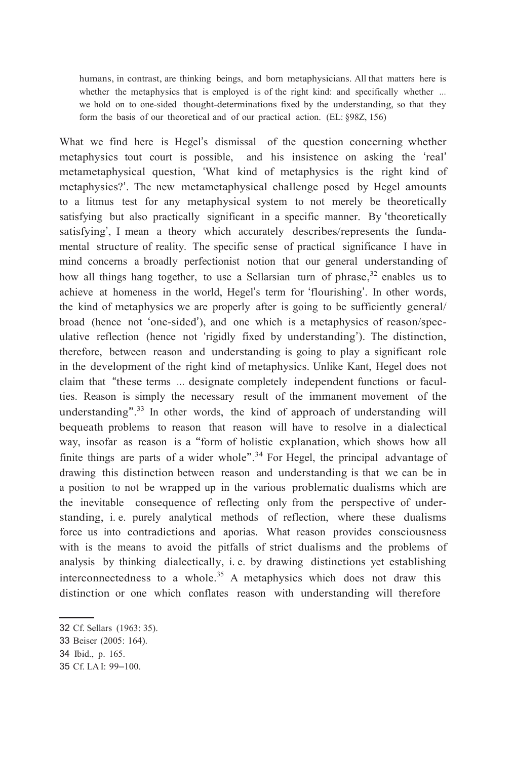> humans, in contrast, are thinking beings, and born metaphysicians. All that matters here is whether the metaphysics that is employed is of the right kind: and specifically whether ... we hold on to one-sided thought-determinations fixed by the understanding, so that they form the basis of our theoretical and of our practical action. (EL: §98Z, 156)

What we find here is Hegel's dismissal of the question concerning whether metaphysics tout court is possible, and his insistence on asking the 'real' metametaphysical question, 'What kind of metaphysics is the right kind of metaphysics?'. The new metametaphysical challenge posed by Hegel amounts to a litmus test for any metaphysical system to not merely be theoretically satisfying but also practically significant in a specific manner. By 'theoretically satisfying', I mean a theory which accurately describes/represents the fundamental structure of reality. The specific sense of practical significance I have in mind concerns a broadly perfectionist notion that our general understanding of how all things hang together, to use a Sellarsian turn of phrase,[32] enables us to achieve at homeness in the world, Hegel's term for 'flourishing'. In other words, the kind of metaphysics we are properly after is going to be sufficiently general/broad (hence not 'one-sided'), and one which is a metaphysics of reason/speculative reflection (hence not 'rigidly fixed by understanding'). The distinction, therefore, between reason and understanding is going to play a significant role in the development of the right kind of metaphysics. Unlike Kant, Hegel does not claim that "these terms ... designate completely independent functions or faculties. Reason is simply the necessary result of the immanent movement of the understanding".[33] In other words, the kind of approach of understanding will bequeath problems to reason that reason will have to resolve in a dialectical way, insofar as reason is a "form of holistic explanation, which shows how all finite things are parts of a wider whole".[34] For Hegel, the principal advantage of drawing this distinction between reason and understanding is that we can be in a position to not be wrapped up in the various problematic dualisms which are the inevitable consequence of reflecting only from the perspective of understanding, i. e. purely analytical methods of reflection, where these dualisms force us into contradictions and aporias. What reason provides consciousness with is the means to avoid the pitfalls of strict dualisms and the problems of analysis by thinking dialectically, i. e. by drawing distinctions yet establishing interconnectedness to a whole.[35] A metaphysics which does not draw this distinction or one which conflates reason with understanding will therefore

---

32 Cf. Sellars (1963: 35).

33 Beiser (2005: 164).

34 Ibid., p. 165.

35 Cf. LA I: 99–100.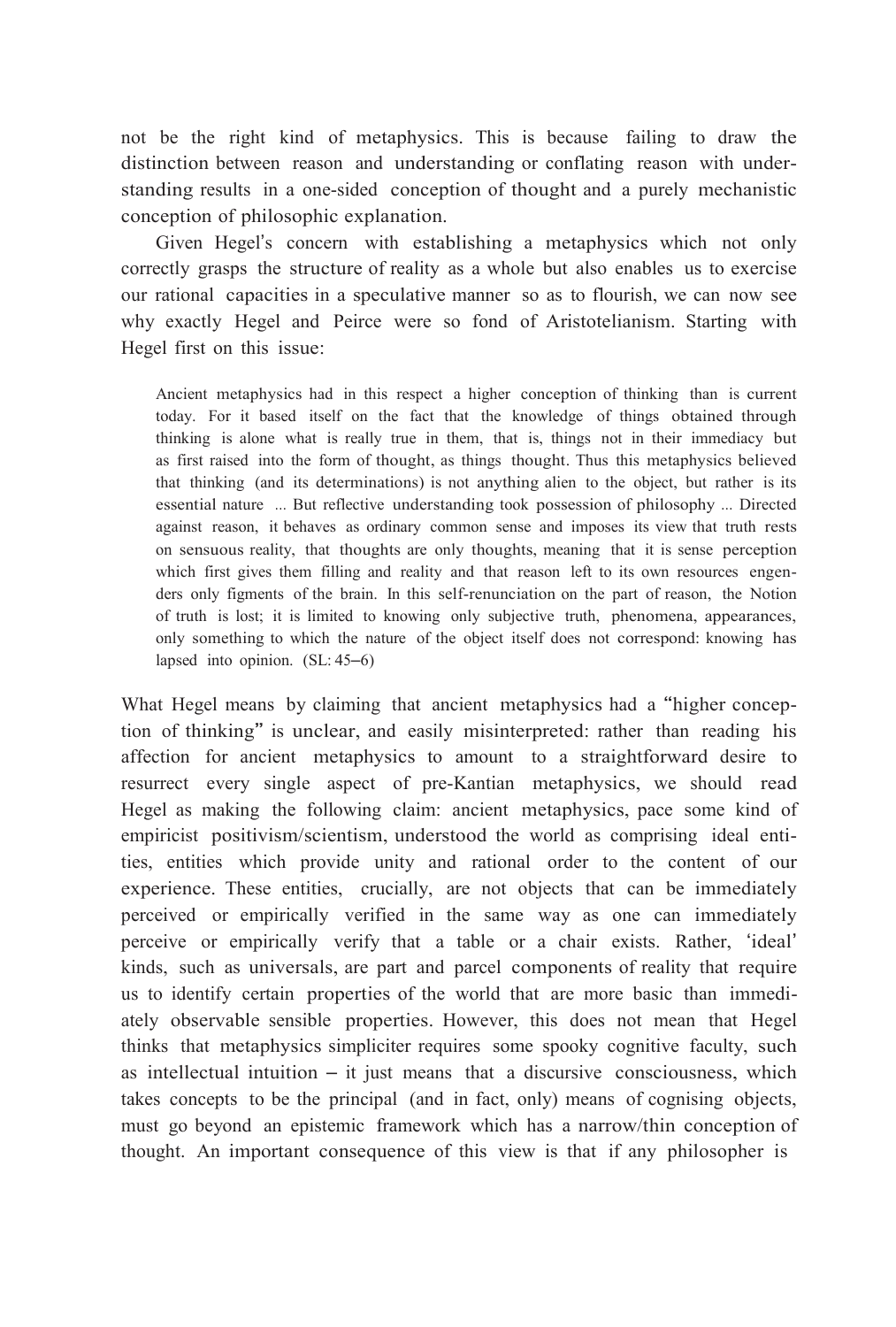not be the right kind of metaphysics. This is because failing to draw the distinction between reason and understanding or conflating reason with understanding results in a one-sided conception of thought and a purely mechanistic conception of philosophic explanation.

Given Hegel's concern with establishing a metaphysics which not only correctly grasps the structure of reality as a whole but also enables us to exercise our rational capacities in a speculative manner so as to flourish, we can now see why exactly Hegel and Peirce were so fond of Aristotelianism. Starting with Hegel first on this issue:

> Ancient metaphysics had in this respect a higher conception of thinking than is current today. For it based itself on the fact that the knowledge of things obtained through thinking is alone what is really true in them, that is, things not in their immediacy but as first raised into the form of thought, as things thought. Thus this metaphysics believed that thinking (and its determinations) is not anything alien to the object, but rather is its essential nature ... But reflective understanding took possession of philosophy ... Directed against reason, it behaves as ordinary common sense and imposes its view that truth rests on sensuous reality, that thoughts are only thoughts, meaning that it is sense perception which first gives them filling and reality and that reason left to its own resources engenders only figments of the brain. In this self-renunciation on the part of reason, the Notion of truth is lost; it is limited to knowing only subjective truth, phenomena, appearances, only something to which the nature of the object itself does not correspond: knowing has lapsed into opinion. (SL: 45–6)

What Hegel means by claiming that ancient metaphysics had a "higher conception of thinking" is unclear, and easily misinterpreted: rather than reading his affection for ancient metaphysics to amount to a straightforward desire to resurrect every single aspect of pre-Kantian metaphysics, we should read Hegel as making the following claim: ancient metaphysics, pace some kind of empiricist positivism/scientism, understood the world as comprising ideal entities, entities which provide unity and rational order to the content of our experience. These entities, crucially, are not objects that can be immediately perceived or empirically verified in the same way as one can immediately perceive or empirically verify that a table or a chair exists. Rather, 'ideal' kinds, such as universals, are part and parcel components of reality that require us to identify certain properties of the world that are more basic than immediately observable sensible properties. However, this does not mean that Hegel thinks that metaphysics simpliciter requires some spooky cognitive faculty, such as intellectual intuition – it just means that a discursive consciousness, which takes concepts to be the principal (and in fact, only) means of cognising objects, must go beyond an epistemic framework which has a narrow/thin conception of thought. An important consequence of this view is that if any philosopher is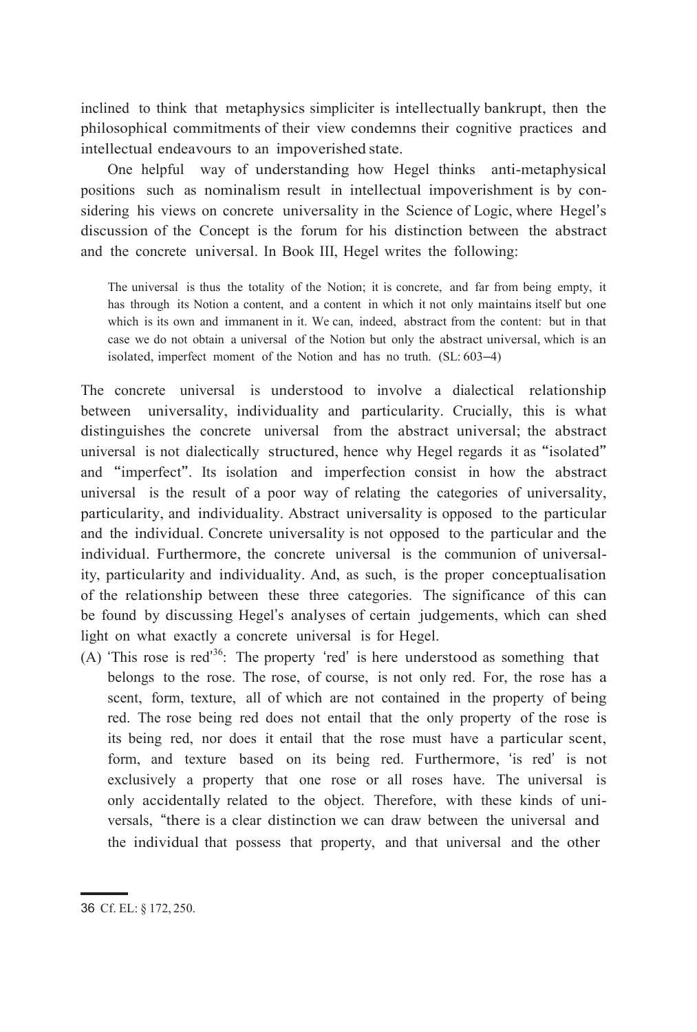inclined to think that metaphysics simpliciter is intellectually bankrupt, then the philosophical commitments of their view condemns their cognitive practices and intellectual endeavours to an impoverished state.

One helpful way of understanding how Hegel thinks anti-metaphysical positions such as nominalism result in intellectual impoverishment is by considering his views on concrete universality in the Science of Logic, where Hegel's discussion of the Concept is the forum for his distinction between the abstract and the concrete universal. In Book III, Hegel writes the following:

> The universal is thus the totality of the Notion; it is concrete, and far from being empty, it has through its Notion a content, and a content in which it not only maintains itself but one which is its own and immanent in it. We can, indeed, abstract from the content: but in that case we do not obtain a universal of the Notion but only the abstract universal, which is an isolated, imperfect moment of the Notion and has no truth. (SL: 603–4)

The concrete universal is understood to involve a dialectical relationship between universality, individuality and particularity. Crucially, this is what distinguishes the concrete universal from the abstract universal; the abstract universal is not dialectically structured, hence why Hegel regards it as "isolated" and "imperfect". Its isolation and imperfection consist in how the abstract universal is the result of a poor way of relating the categories of universality, particularity, and individuality. Abstract universality is opposed to the particular and the individual. Concrete universality is not opposed to the particular and the individual. Furthermore, the concrete universal is the communion of universality, particularity and individuality. And, as such, is the proper conceptualisation of the relationship between these three categories. The significance of this can be found by discussing Hegel's analyses of certain judgements, which can shed light on what exactly a concrete universal is for Hegel.

(A) 'This rose is red'[36]: The property 'red' is here understood as something that belongs to the rose. The rose, of course, is not only red. For, the rose has a scent, form, texture, all of which are not contained in the property of being red. The rose being red does not entail that the only property of the rose is its being red, nor does it entail that the rose must have a particular scent, form, and texture based on its being red. Furthermore, 'is red' is not exclusively a property that one rose or all roses have. The universal is only accidentally related to the object. Therefore, with these kinds of universals, "there is a clear distinction we can draw between the universal and the individual that possess that property, and that universal and the other

36 Cf. EL: § 172, 250.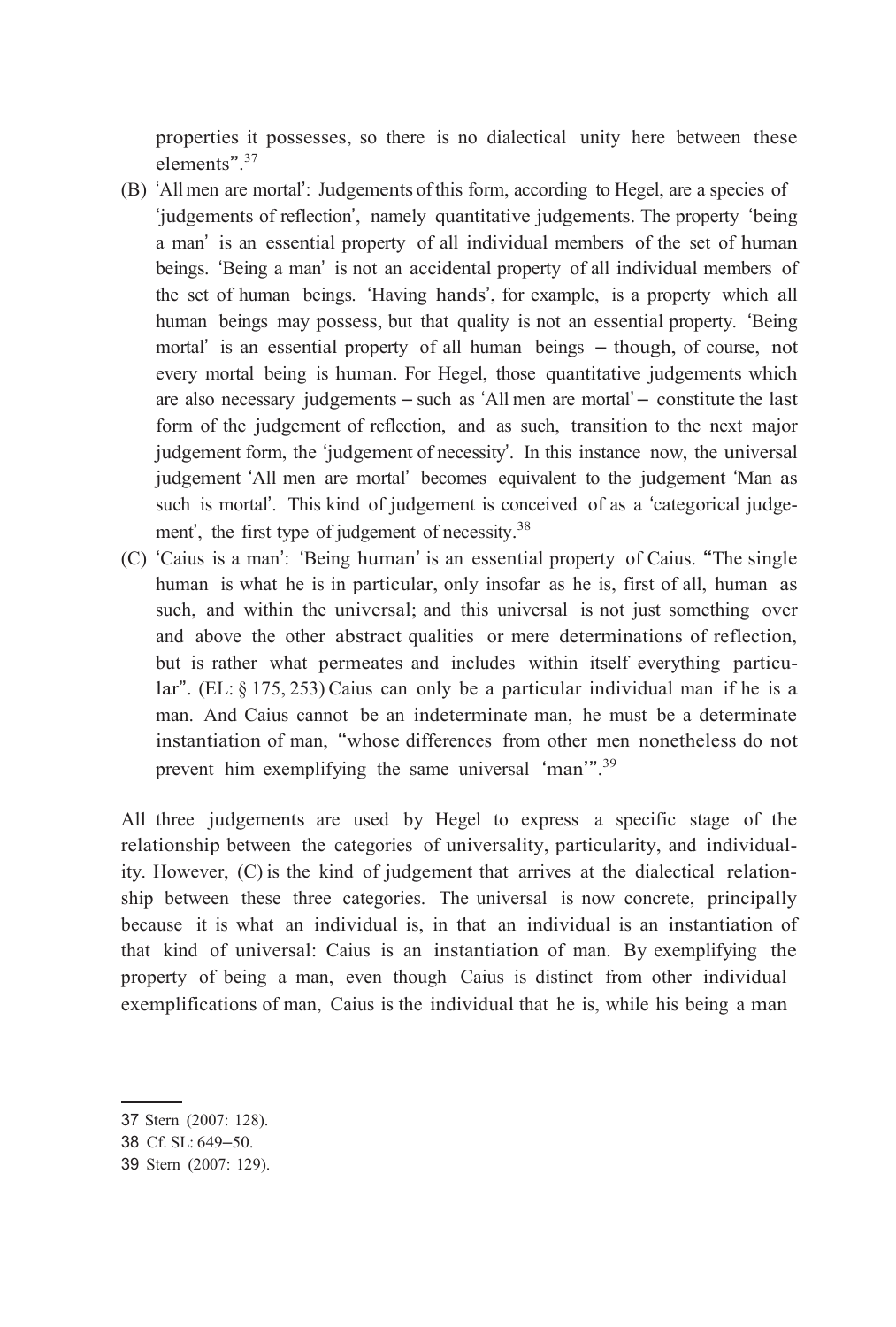properties it possesses, so there is no dialectical unity here between these elements".[37]

(B) 'All men are mortal': Judgements of this form, according to Hegel, are a species of 'judgements of reflection', namely quantitative judgements. The property 'being a man' is an essential property of all individual members of the set of human beings. 'Being a man' is not an accidental property of all individual members of the set of human beings. 'Having hands', for example, is a property which all human beings may possess, but that quality is not an essential property. 'Being mortal' is an essential property of all human beings – though, of course, not every mortal being is human. For Hegel, those quantitative judgements which are also necessary judgements – such as 'All men are mortal' – constitute the last form of the judgement of reflection, and as such, transition to the next major judgement form, the 'judgement of necessity'. In this instance now, the universal judgement 'All men are mortal' becomes equivalent to the judgement 'Man as such is mortal'. This kind of judgement is conceived of as a 'categorical judgement', the first type of judgement of necessity.[38]

(C) 'Caius is a man': 'Being human' is an essential property of Caius. "The single human is what he is in particular, only insofar as he is, first of all, human as such, and within the universal; and this universal is not just something over and above the other abstract qualities or mere determinations of reflection, but is rather what permeates and includes within itself everything particular". (EL: § 175, 253) Caius can only be a particular individual man if he is a man. And Caius cannot be an indeterminate man, he must be a determinate instantiation of man, "whose differences from other men nonetheless do not prevent him exemplifying the same universal 'man'".[39]

All three judgements are used by Hegel to express a specific stage of the relationship between the categories of universality, particularity, and individuality. However, (C) is the kind of judgement that arrives at the dialectical relationship between these three categories. The universal is now concrete, principally because it is what an individual is, in that an individual is an instantiation of that kind of universal: Caius is an instantiation of man. By exemplifying the property of being a man, even though Caius is distinct from other individual exemplifications of man, Caius is the individual that he is, while his being a man

37 Stern (2007: 128).
38 Cf. SL: 649–50.
39 Stern (2007: 129).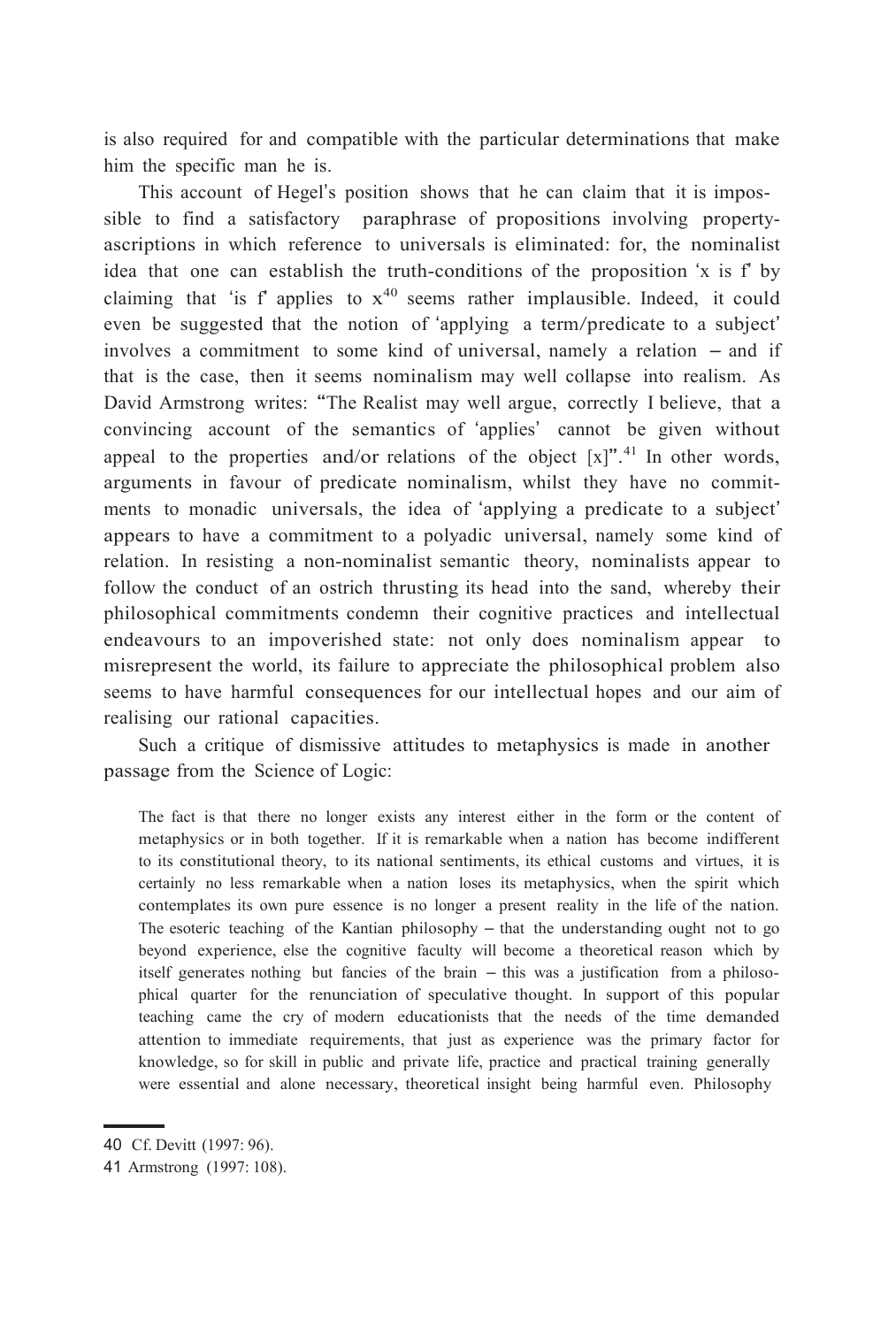is also required for and compatible with the particular determinations that make him the specific man he is.

This account of Hegel's position shows that he can claim that it is impossible to find a satisfactory paraphrase of propositions involving property-ascriptions in which reference to universals is eliminated: for, the nominalist idea that one can establish the truth-conditions of the proposition 'x is f' by claiming that 'is f' applies to x[40] seems rather implausible. Indeed, it could even be suggested that the notion of 'applying a term/predicate to a subject' involves a commitment to some kind of universal, namely a relation – and if that is the case, then it seems nominalism may well collapse into realism. As David Armstrong writes: "The Realist may well argue, correctly I believe, that a convincing account of the semantics of 'applies' cannot be given without appeal to the properties and/or relations of the object [x]".[41] In other words, arguments in favour of predicate nominalism, whilst they have no commitments to monadic universals, the idea of 'applying a predicate to a subject' appears to have a commitment to a polyadic universal, namely some kind of relation. In resisting a non-nominalist semantic theory, nominalists appear to follow the conduct of an ostrich thrusting its head into the sand, whereby their philosophical commitments condemn their cognitive practices and intellectual endeavours to an impoverished state: not only does nominalism appear to misrepresent the world, its failure to appreciate the philosophical problem also seems to have harmful consequences for our intellectual hopes and our aim of realising our rational capacities.

Such a critique of dismissive attitudes to metaphysics is made in another passage from the Science of Logic:

> The fact is that there no longer exists any interest either in the form or the content of metaphysics or in both together. If it is remarkable when a nation has become indifferent to its constitutional theory, to its national sentiments, its ethical customs and virtues, it is certainly no less remarkable when a nation loses its metaphysics, when the spirit which contemplates its own pure essence is no longer a present reality in the life of the nation. The esoteric teaching of the Kantian philosophy – that the understanding ought not to go beyond experience, else the cognitive faculty will become a theoretical reason which by itself generates nothing but fancies of the brain – this was a justification from a philosophical quarter for the renunciation of speculative thought. In support of this popular teaching came the cry of modern educationists that the needs of the time demanded attention to immediate requirements, that just as experience was the primary factor for knowledge, so for skill in public and private life, practice and practical training generally were essential and alone necessary, theoretical insight being harmful even. Philosophy

40 Cf. Devitt (1997: 96).

41 Armstrong (1997: 108).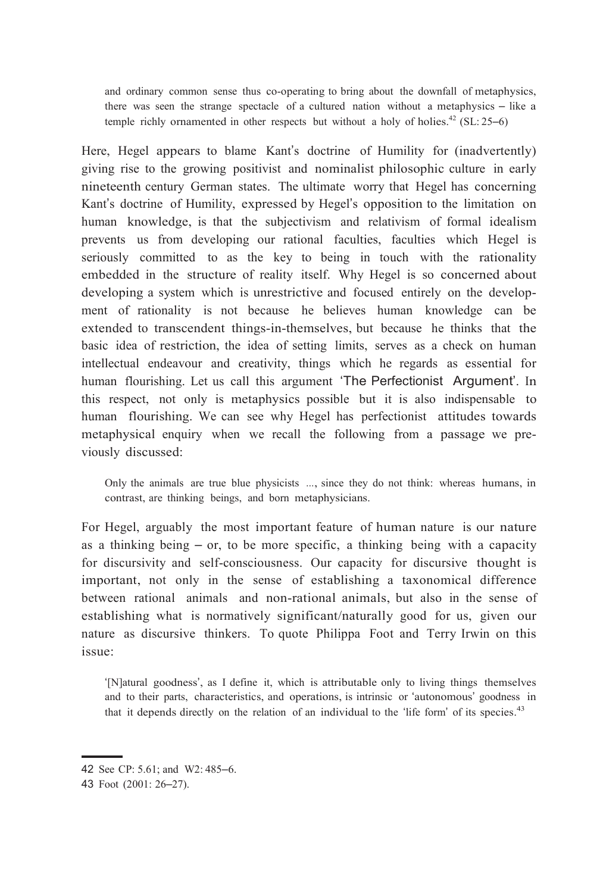> and ordinary common sense thus co-operating to bring about the downfall of metaphysics, there was seen the strange spectacle of a cultured nation without a metaphysics – like a temple richly ornamented in other respects but without a holy of holies.[42] (SL: 25–6)

Here, Hegel appears to blame Kant's doctrine of Humility for (inadvertently) giving rise to the growing positivist and nominalist philosophic culture in early nineteenth century German states. The ultimate worry that Hegel has concerning Kant's doctrine of Humility, expressed by Hegel's opposition to the limitation on human knowledge, is that the subjectivism and relativism of formal idealism prevents us from developing our rational faculties, faculties which Hegel is seriously committed to as the key to being in touch with the rationality embedded in the structure of reality itself. Why Hegel is so concerned about developing a system which is unrestrictive and focused entirely on the development of rationality is not because he believes human knowledge can be extended to transcendent things-in-themselves, but because he thinks that the basic idea of restriction, the idea of setting limits, serves as a check on human intellectual endeavour and creativity, things which he regards as essential for human flourishing. Let us call this argument 'The Perfectionist Argument'. In this respect, not only is metaphysics possible but it is also indispensable to human flourishing. We can see why Hegel has perfectionist attitudes towards metaphysical enquiry when we recall the following from a passage we previously discussed:

> Only the animals are true blue physicists ..., since they do not think: whereas humans, in contrast, are thinking beings, and born metaphysicians.

For Hegel, arguably the most important feature of human nature is our nature as a thinking being – or, to be more specific, a thinking being with a capacity for discursivity and self-consciousness. Our capacity for discursive thought is important, not only in the sense of establishing a taxonomical difference between rational animals and non-rational animals, but also in the sense of establishing what is normatively significant/naturally good for us, given our nature as discursive thinkers. To quote Philippa Foot and Terry Irwin on this issue:

> '[N]atural goodness', as I define it, which is attributable only to living things themselves and to their parts, characteristics, and operations, is intrinsic or 'autonomous' goodness in that it depends directly on the relation of an individual to the 'life form' of its species.[43]

---

42 See CP: 5.61; and W2: 485–6.

43 Foot (2001: 26–27).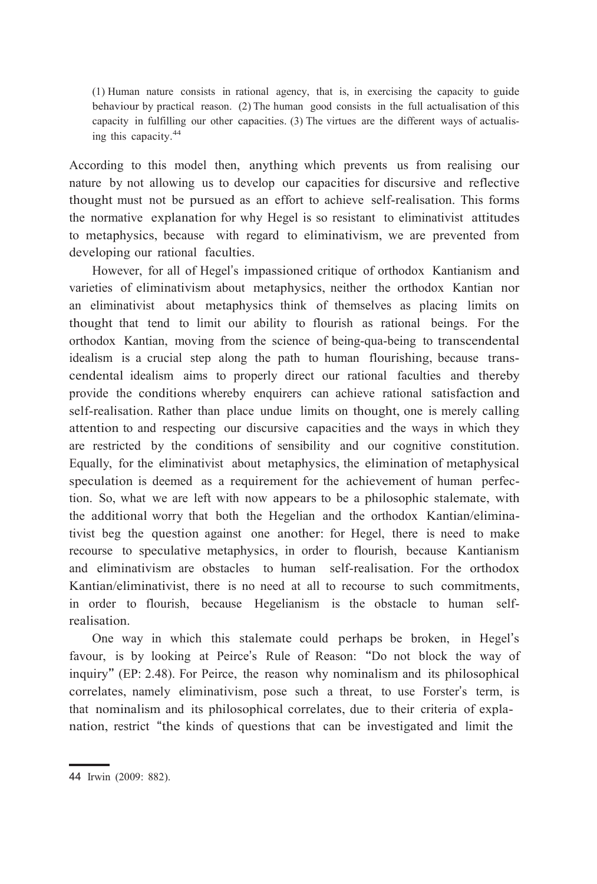> (1) Human nature consists in rational agency, that is, in exercising the capacity to guide behaviour by practical reason. (2) The human good consists in the full actualisation of this capacity in fulfilling our other capacities. (3) The virtues are the different ways of actualising this capacity.[44]

According to this model then, anything which prevents us from realising our nature by not allowing us to develop our capacities for discursive and reflective thought must not be pursued as an effort to achieve self-realisation. This forms the normative explanation for why Hegel is so resistant to eliminativist attitudes to metaphysics, because with regard to eliminativism, we are prevented from developing our rational faculties.

However, for all of Hegel's impassioned critique of orthodox Kantianism and varieties of eliminativism about metaphysics, neither the orthodox Kantian nor an eliminativist about metaphysics think of themselves as placing limits on thought that tend to limit our ability to flourish as rational beings. For the orthodox Kantian, moving from the science of being-qua-being to transcendental idealism is a crucial step along the path to human flourishing, because transcendental idealism aims to properly direct our rational faculties and thereby provide the conditions whereby enquirers can achieve rational satisfaction and self-realisation. Rather than place undue limits on thought, one is merely calling attention to and respecting our discursive capacities and the ways in which they are restricted by the conditions of sensibility and our cognitive constitution. Equally, for the eliminativist about metaphysics, the elimination of metaphysical speculation is deemed as a requirement for the achievement of human perfection. So, what we are left with now appears to be a philosophic stalemate, with the additional worry that both the Hegelian and the orthodox Kantian/eliminativist beg the question against one another: for Hegel, there is need to make recourse to speculative metaphysics, in order to flourish, because Kantianism and eliminativism are obstacles to human self-realisation. For the orthodox Kantian/eliminativist, there is no need at all to recourse to such commitments, in order to flourish, because Hegelianism is the obstacle to human self-realisation.

One way in which this stalemate could perhaps be broken, in Hegel's favour, is by looking at Peirce's Rule of Reason: "Do not block the way of inquiry" (EP: 2.48). For Peirce, the reason why nominalism and its philosophical correlates, namely eliminativism, pose such a threat, to use Forster's term, is that nominalism and its philosophical correlates, due to their criteria of explanation, restrict "the kinds of questions that can be investigated and limit the

---

44 Irwin (2009: 882).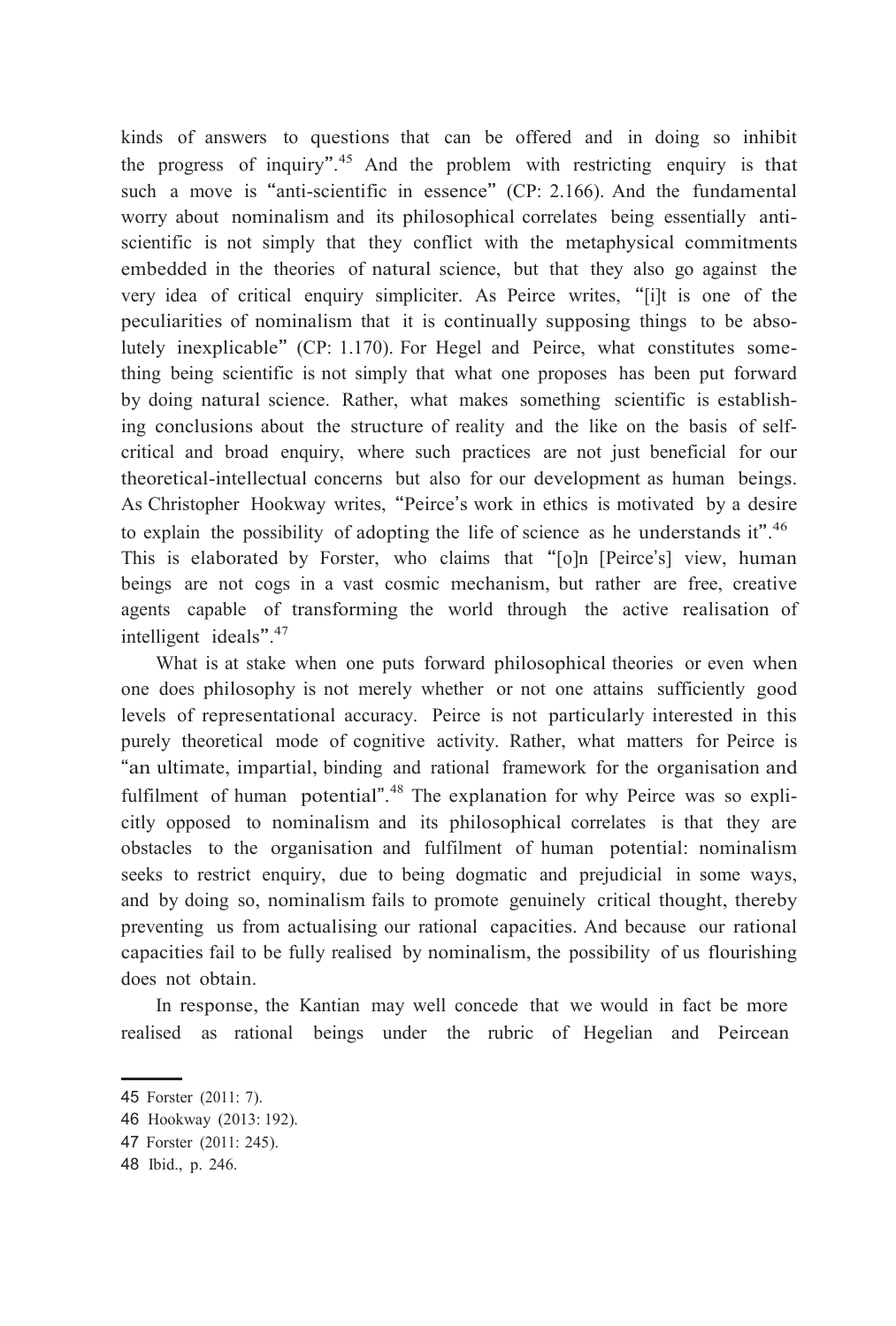kinds of answers to questions that can be offered and in doing so inhibit the progress of inquiry".[45] And the problem with restricting enquiry is that such a move is "anti-scientific in essence" (CP: 2.166). And the fundamental worry about nominalism and its philosophical correlates being essentially anti-scientific is not simply that they conflict with the metaphysical commitments embedded in the theories of natural science, but that they also go against the very idea of critical enquiry simpliciter. As Peirce writes, "[i]t is one of the peculiarities of nominalism that it is continually supposing things to be absolutely inexplicable" (CP: 1.170). For Hegel and Peirce, what constitutes something being scientific is not simply that what one proposes has been put forward by doing natural science. Rather, what makes something scientific is establishing conclusions about the structure of reality and the like on the basis of self-critical and broad enquiry, where such practices are not just beneficial for our theoretical-intellectual concerns but also for our development as human beings. As Christopher Hookway writes, "Peirce's work in ethics is motivated by a desire to explain the possibility of adopting the life of science as he understands it".[46] This is elaborated by Forster, who claims that "[o]n [Peirce's] view, human beings are not cogs in a vast cosmic mechanism, but rather are free, creative agents capable of transforming the world through the active realisation of intelligent ideals".[47]

What is at stake when one puts forward philosophical theories or even when one does philosophy is not merely whether or not one attains sufficiently good levels of representational accuracy. Peirce is not particularly interested in this purely theoretical mode of cognitive activity. Rather, what matters for Peirce is "an ultimate, impartial, binding and rational framework for the organisation and fulfilment of human potential".[48] The explanation for why Peirce was so explicitly opposed to nominalism and its philosophical correlates is that they are obstacles to the organisation and fulfilment of human potential: nominalism seeks to restrict enquiry, due to being dogmatic and prejudicial in some ways, and by doing so, nominalism fails to promote genuinely critical thought, thereby preventing us from actualising our rational capacities. And because our rational capacities fail to be fully realised by nominalism, the possibility of us flourishing does not obtain.

In response, the Kantian may well concede that we would in fact be more realised as rational beings under the rubric of Hegelian and Peircean

---

45 Forster (2011: 7).

46 Hookway (2013: 192).

47 Forster (2011: 245).

48 Ibid., p. 246.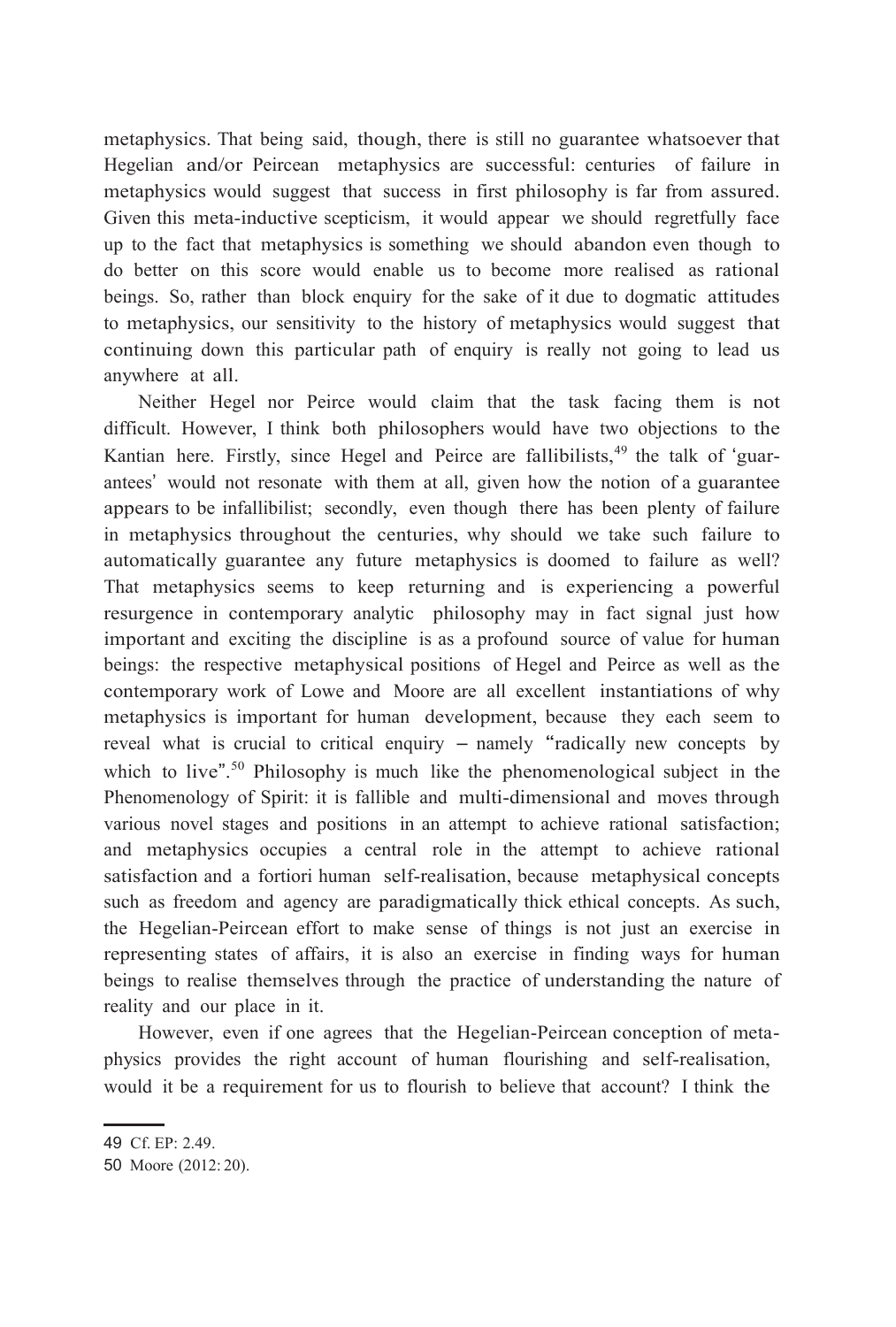metaphysics. That being said, though, there is still no guarantee whatsoever that Hegelian and/or Peircean metaphysics are successful: centuries of failure in metaphysics would suggest that success in first philosophy is far from assured. Given this meta-inductive scepticism, it would appear we should regretfully face up to the fact that metaphysics is something we should abandon even though to do better on this score would enable us to become more realised as rational beings. So, rather than block enquiry for the sake of it due to dogmatic attitudes to metaphysics, our sensitivity to the history of metaphysics would suggest that continuing down this particular path of enquiry is really not going to lead us anywhere at all.

Neither Hegel nor Peirce would claim that the task facing them is not difficult. However, I think both philosophers would have two objections to the Kantian here. Firstly, since Hegel and Peirce are fallibilists,[49] the talk of 'guarantees' would not resonate with them at all, given how the notion of a guarantee appears to be infallibilist; secondly, even though there has been plenty of failure in metaphysics throughout the centuries, why should we take such failure to automatically guarantee any future metaphysics is doomed to failure as well? That metaphysics seems to keep returning and is experiencing a powerful resurgence in contemporary analytic philosophy may in fact signal just how important and exciting the discipline is as a profound source of value for human beings: the respective metaphysical positions of Hegel and Peirce as well as the contemporary work of Lowe and Moore are all excellent instantiations of why metaphysics is important for human development, because they each seem to reveal what is crucial to critical enquiry – namely "radically new concepts by which to live".[50] Philosophy is much like the phenomenological subject in the Phenomenology of Spirit: it is fallible and multi-dimensional and moves through various novel stages and positions in an attempt to achieve rational satisfaction; and metaphysics occupies a central role in the attempt to achieve rational satisfaction and a fortiori human self-realisation, because metaphysical concepts such as freedom and agency are paradigmatically thick ethical concepts. As such, the Hegelian-Peircean effort to make sense of things is not just an exercise in representing states of affairs, it is also an exercise in finding ways for human beings to realise themselves through the practice of understanding the nature of reality and our place in it.

However, even if one agrees that the Hegelian-Peircean conception of metaphysics provides the right account of human flourishing and self-realisation, would it be a requirement for us to flourish to believe that account? I think the

---

49 Cf. EP: 2.49.

50 Moore (2012: 20).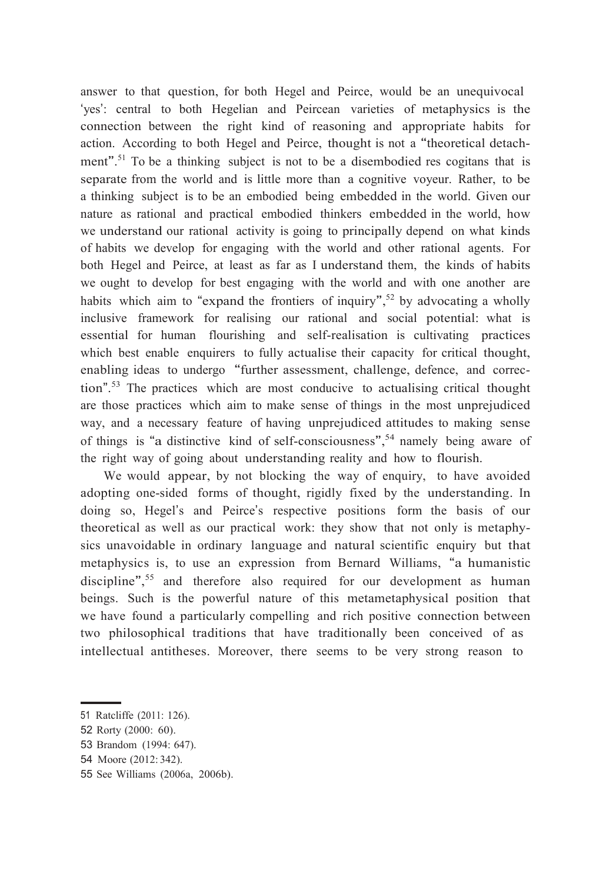answer to that question, for both Hegel and Peirce, would be an unequivocal 'yes': central to both Hegelian and Peircean varieties of metaphysics is the connection between the right kind of reasoning and appropriate habits for action. According to both Hegel and Peirce, thought is not a "theoretical detachment".[51] To be a thinking subject is not to be a disembodied res cogitans that is separate from the world and is little more than a cognitive voyeur. Rather, to be a thinking subject is to be an embodied being embedded in the world. Given our nature as rational and practical embodied thinkers embedded in the world, how we understand our rational activity is going to principally depend on what kinds of habits we develop for engaging with the world and other rational agents. For both Hegel and Peirce, at least as far as I understand them, the kinds of habits we ought to develop for best engaging with the world and with one another are habits which aim to "expand the frontiers of inquiry",[52] by advocating a wholly inclusive framework for realising our rational and social potential: what is essential for human flourishing and self-realisation is cultivating practices which best enable enquirers to fully actualise their capacity for critical thought, enabling ideas to undergo "further assessment, challenge, defence, and correction".[53] The practices which are most conducive to actualising critical thought are those practices which aim to make sense of things in the most unprejudiced way, and a necessary feature of having unprejudiced attitudes to making sense of things is "a distinctive kind of self-consciousness",[54] namely being aware of the right way of going about understanding reality and how to flourish.

We would appear, by not blocking the way of enquiry, to have avoided adopting one-sided forms of thought, rigidly fixed by the understanding. In doing so, Hegel's and Peirce's respective positions form the basis of our theoretical as well as our practical work: they show that not only is metaphysics unavoidable in ordinary language and natural scientific enquiry but that metaphysics is, to use an expression from Bernard Williams, "a humanistic discipline",[55] and therefore also required for our development as human beings. Such is the powerful nature of this metametaphysical position that we have found a particularly compelling and rich positive connection between two philosophical traditions that have traditionally been conceived of as intellectual antitheses. Moreover, there seems to be very strong reason to

---

51 Ratcliffe (2011: 126).

52 Rorty (2000: 60).

53 Brandom (1994: 647).

54 Moore (2012: 342).

55 See Williams (2006a, 2006b).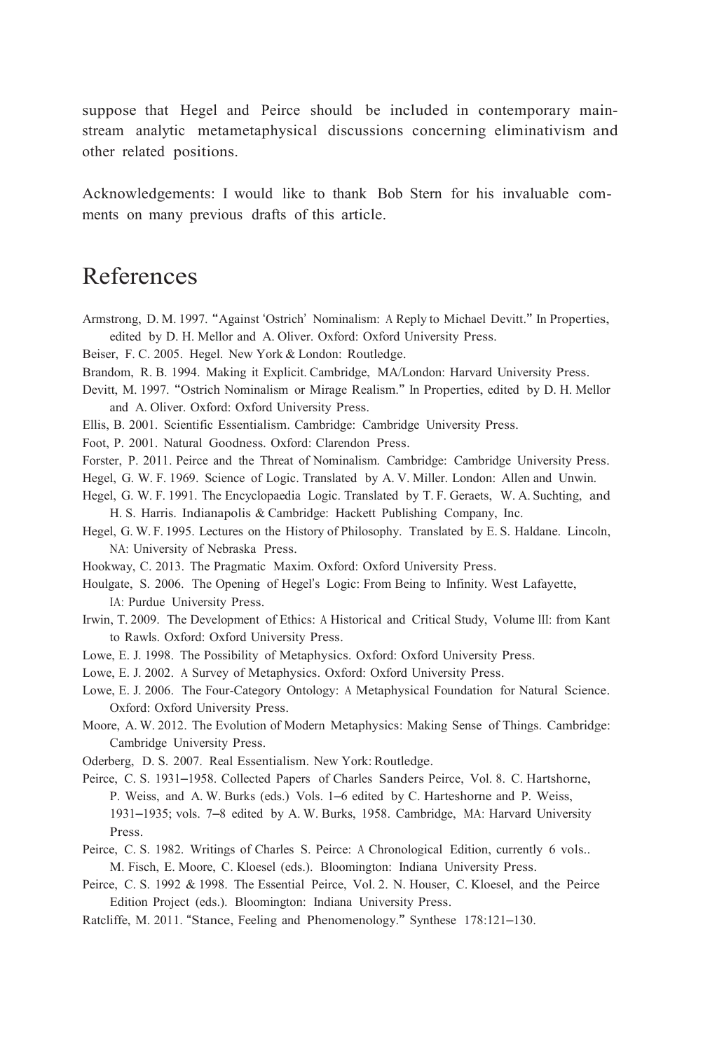suppose that Hegel and Peirce should be included in contemporary mainstream analytic metametaphysical discussions concerning eliminativism and other related positions.

Acknowledgements: I would like to thank Bob Stern for his invaluable comments on many previous drafts of this article.

# References

Armstrong, D. M. 1997. "Against 'Ostrich' Nominalism: A Reply to Michael Devitt." In Properties, edited by D. H. Mellor and A. Oliver. Oxford: Oxford University Press.

Beiser, F. C. 2005. Hegel. New York & London: Routledge.

Brandom, R. B. 1994. Making it Explicit. Cambridge, MA/London: Harvard University Press.

Devitt, M. 1997. "Ostrich Nominalism or Mirage Realism." In Properties, edited by D. H. Mellor and A. Oliver. Oxford: Oxford University Press.

Ellis, B. 2001. Scientific Essentialism. Cambridge: Cambridge University Press.

Foot, P. 2001. Natural Goodness. Oxford: Clarendon Press.

Forster, P. 2011. Peirce and the Threat of Nominalism. Cambridge: Cambridge University Press.

Hegel, G. W. F. 1969. Science of Logic. Translated by A. V. Miller. London: Allen and Unwin.

Hegel, G. W. F. 1991. The Encyclopaedia Logic. Translated by T. F. Geraets, W. A. Suchting, and H. S. Harris. Indianapolis & Cambridge: Hackett Publishing Company, Inc.

Hegel, G. W. F. 1995. Lectures on the History of Philosophy. Translated by E. S. Haldane. Lincoln, NA: University of Nebraska Press.

Hookway, C. 2013. The Pragmatic Maxim. Oxford: Oxford University Press.

Houlgate, S. 2006. The Opening of Hegel's Logic: From Being to Infinity. West Lafayette, IA: Purdue University Press.

Irwin, T. 2009. The Development of Ethics: A Historical and Critical Study, Volume III: from Kant to Rawls. Oxford: Oxford University Press.

Lowe, E. J. 1998. The Possibility of Metaphysics. Oxford: Oxford University Press.

Lowe, E. J. 2002. A Survey of Metaphysics. Oxford: Oxford University Press.

Lowe, E. J. 2006. The Four-Category Ontology: A Metaphysical Foundation for Natural Science. Oxford: Oxford University Press.

Moore, A. W. 2012. The Evolution of Modern Metaphysics: Making Sense of Things. Cambridge: Cambridge University Press.

Oderberg, D. S. 2007. Real Essentialism. New York: Routledge.

Peirce, C. S. 1931–1958. Collected Papers of Charles Sanders Peirce, Vol. 8. C. Hartshorne, P. Weiss, and A. W. Burks (eds.) Vols. 1–6 edited by C. Harteshorne and P. Weiss, 1931–1935; vols. 7–8 edited by A. W. Burks, 1958. Cambridge, MA: Harvard University Press.

Peirce, C. S. 1982. Writings of Charles S. Peirce: A Chronological Edition, currently 6 vols.. M. Fisch, E. Moore, C. Kloesel (eds.). Bloomington: Indiana University Press.

Peirce, C. S. 1992 & 1998. The Essential Peirce, Vol. 2. N. Houser, C. Kloesel, and the Peirce Edition Project (eds.). Bloomington: Indiana University Press.

Ratcliffe, M. 2011. "Stance, Feeling and Phenomenology." Synthese 178:121–130.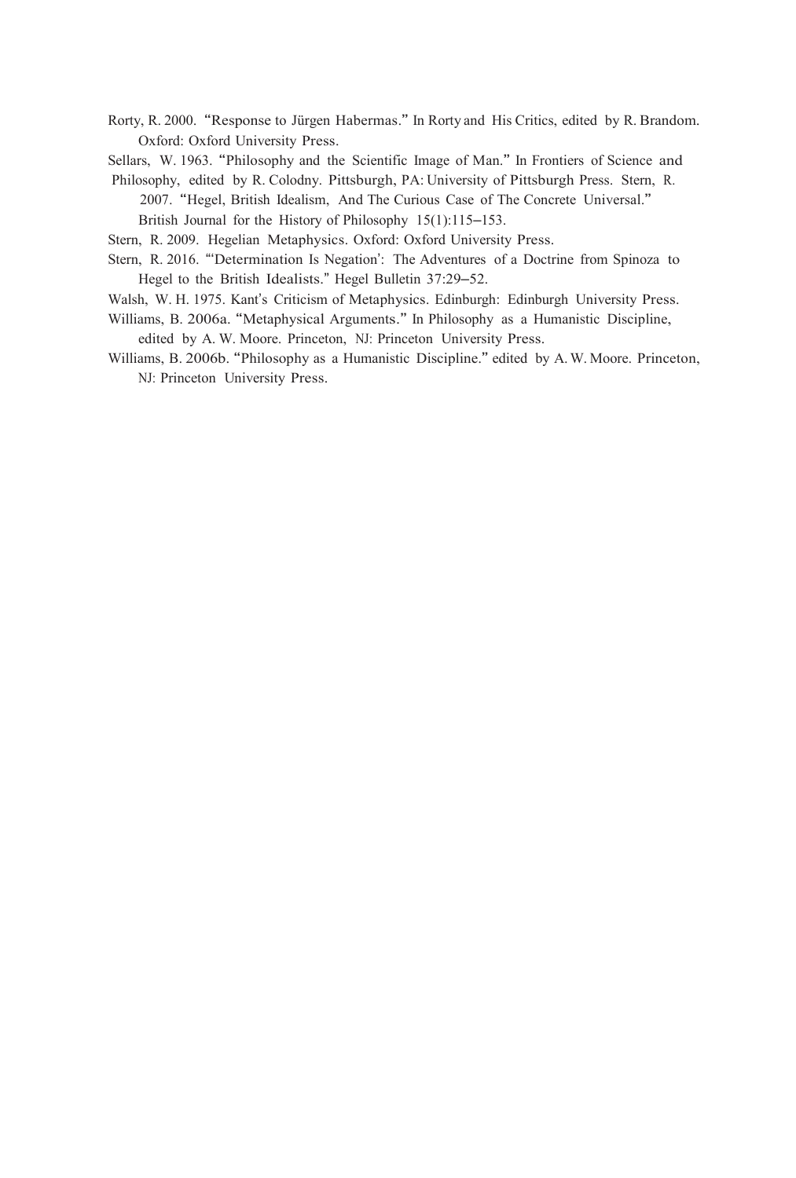Rorty, R. 2000. "Response to Jürgen Habermas." In Rorty and His Critics, edited by R. Brandom. Oxford: Oxford University Press.

Sellars, W. 1963. "Philosophy and the Scientific Image of Man." In Frontiers of Science and Philosophy, edited by R. Colodny. Pittsburgh, PA: University of Pittsburgh Press.

Stern, R. 2007. "Hegel, British Idealism, And The Curious Case of The Concrete Universal." British Journal for the History of Philosophy 15(1):115–153.

Stern, R. 2009. Hegelian Metaphysics. Oxford: Oxford University Press.

Stern, R. 2016. "'Determination Is Negation': The Adventures of a Doctrine from Spinoza to Hegel to the British Idealists." Hegel Bulletin 37:29–52.

Walsh, W. H. 1975. Kant's Criticism of Metaphysics. Edinburgh: Edinburgh University Press.

Williams, B. 2006a. "Metaphysical Arguments." In Philosophy as a Humanistic Discipline, edited by A. W. Moore. Princeton, NJ: Princeton University Press.

Williams, B. 2006b. "Philosophy as a Humanistic Discipline." edited by A. W. Moore. Princeton, NJ: Princeton University Press.